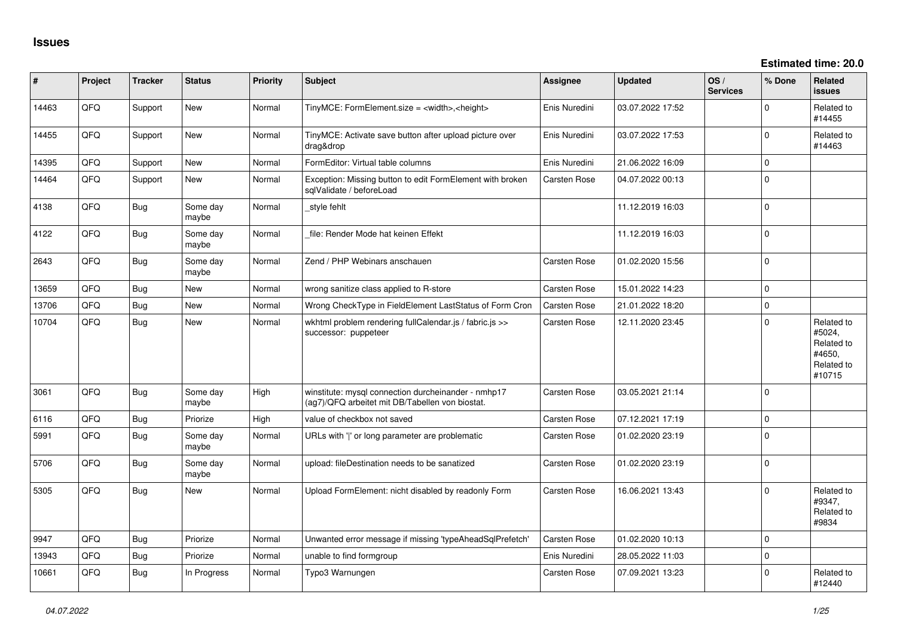# Issues

**Estimated time: 20.0**

| # | Project | Tracker | Status | Priority | Subject | Assignee | Updated | OS / Services | % Done | Related issues |
|---|---|---|---|---|---|---|---|---|---|---|
| 14463 | QFQ | Support | New | Normal | TinyMCE: FormElement.size = <width>,<height> | Enis Nuredini | 03.07.2022 17:52 | | 0 | Related to #14455 |
| 14455 | QFQ | Support | New | Normal | TinyMCE: Activate save button after upload picture over drag&drop | Enis Nuredini | 03.07.2022 17:53 | | 0 | Related to #14463 |
| 14395 | QFQ | Support | New | Normal | FormEditor: Virtual table columns | Enis Nuredini | 21.06.2022 16:09 | | 0 | |
| 14464 | QFQ | Support | New | Normal | Exception: Missing button to edit FormElement with broken sqlValidate / beforeLoad | Carsten Rose | 04.07.2022 00:13 | | 0 | |
| 4138 | QFQ | Bug | Some day maybe | Normal | _style fehlt | | 11.12.2019 16:03 | | 0 | |
| 4122 | QFQ | Bug | Some day maybe | Normal | _file: Render Mode hat keinen Effekt | | 11.12.2019 16:03 | | 0 | |
| 2643 | QFQ | Bug | Some day maybe | Normal | Zend / PHP Webinars anschauen | Carsten Rose | 01.02.2020 15:56 | | 0 | |
| 13659 | QFQ | Bug | New | Normal | wrong sanitize class applied to R-store | Carsten Rose | 15.01.2022 14:23 | | 0 | |
| 13706 | QFQ | Bug | New | Normal | Wrong CheckType in FieldElement LastStatus of Form Cron | Carsten Rose | 21.01.2022 18:20 | | 0 | |
| 10704 | QFQ | Bug | New | Normal | wkhtml problem rendering fullCalendar.js / fabric.js >> successor: puppeteer | Carsten Rose | 12.11.2020 23:45 | | 0 | Related to #5024, Related to #4650, Related to #10715 |
| 3061 | QFQ | Bug | Some day maybe | High | winstitute: mysql connection durcheinander - nmhp17 (ag7)/QFQ arbeitet mit DB/Tabellen von biostat. | Carsten Rose | 03.05.2021 21:14 | | 0 | |
| 6116 | QFQ | Bug | Priorize | High | value of checkbox not saved | Carsten Rose | 07.12.2021 17:19 | | 0 | |
| 5991 | QFQ | Bug | Some day maybe | Normal | URLs with '\|' or long parameter are problematic | Carsten Rose | 01.02.2020 23:19 | | 0 | |
| 5706 | QFQ | Bug | Some day maybe | Normal | upload: fileDestination needs to be sanatized | Carsten Rose | 01.02.2020 23:19 | | 0 | |
| 5305 | QFQ | Bug | New | Normal | Upload FormElement: nicht disabled by readonly Form | Carsten Rose | 16.06.2021 13:43 | | 0 | Related to #9347, Related to #9834 |
| 9947 | QFQ | Bug | Priorize | Normal | Unwanted error message if missing 'typeAheadSqlPrefetch' | Carsten Rose | 01.02.2020 10:13 | | 0 | |
| 13943 | QFQ | Bug | Priorize | Normal | unable to find formgroup | Enis Nuredini | 28.05.2022 11:03 | | 0 | |
| 10661 | QFQ | Bug | In Progress | Normal | Typo3 Warnungen | Carsten Rose | 07.09.2021 13:23 | | 0 | Related to #12440 |

*04.07.2022*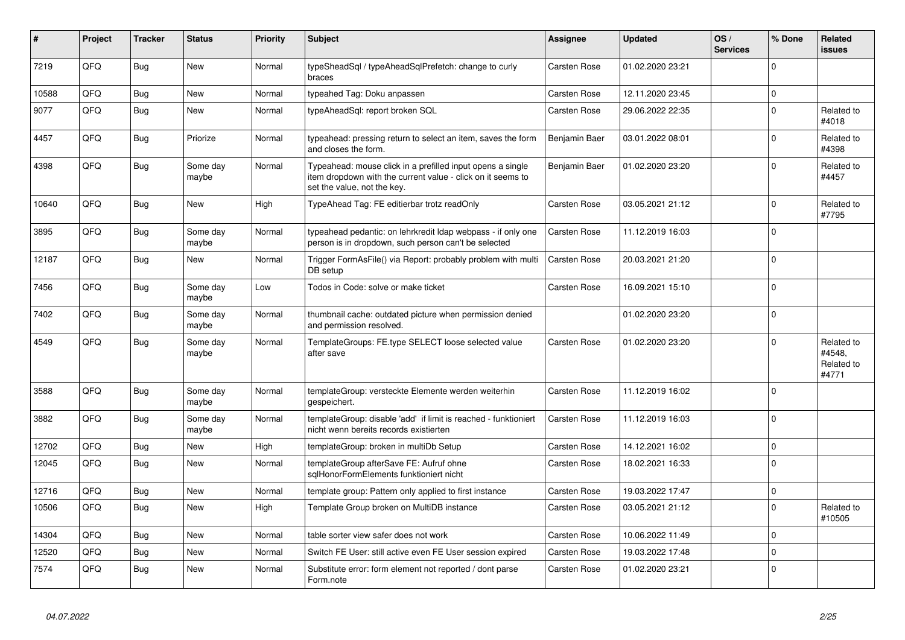| # | Project | Tracker | Status | Priority | Subject | Assignee | Updated | OS / Services | % Done | Related issues |
|---|---|---|---|---|---|---|---|---|---|---|
| 7219 | QFQ | Bug | New | Normal | typeSheadSql / typeAheadSqlPrefetch: change to curly braces | Carsten Rose | 01.02.2020 23:21 | | 0 | |
| 10588 | QFQ | Bug | New | Normal | typeahed Tag: Doku anpassen | Carsten Rose | 12.11.2020 23:45 | | 0 | |
| 9077 | QFQ | Bug | New | Normal | typeAheadSql: report broken SQL | Carsten Rose | 29.06.2022 22:35 | | 0 | Related to #4018 |
| 4457 | QFQ | Bug | Priorize | Normal | typeahead: pressing return to select an item, saves the form and closes the form. | Benjamin Baer | 03.01.2022 08:01 | | 0 | Related to #4398 |
| 4398 | QFQ | Bug | Some day maybe | Normal | Typeahead: mouse click in a prefilled input opens a single item dropdown with the current value - click on it seems to set the value, not the key. | Benjamin Baer | 01.02.2020 23:20 | | 0 | Related to #4457 |
| 10640 | QFQ | Bug | New | High | TypeAhead Tag: FE editierbar trotz readOnly | Carsten Rose | 03.05.2021 21:12 | | 0 | Related to #7795 |
| 3895 | QFQ | Bug | Some day maybe | Normal | typeahead pedantic: on lehrkredit ldap webpass - if only one person is in dropdown, such person can't be selected | Carsten Rose | 11.12.2019 16:03 | | 0 | |
| 12187 | QFQ | Bug | New | Normal | Trigger FormAsFile() via Report: probably problem with multi DB setup | Carsten Rose | 20.03.2021 21:20 | | 0 | |
| 7456 | QFQ | Bug | Some day maybe | Low | Todos in Code: solve or make ticket | Carsten Rose | 16.09.2021 15:10 | | 0 | |
| 7402 | QFQ | Bug | Some day maybe | Normal | thumbnail cache: outdated picture when permission denied and permission resolved. | | 01.02.2020 23:20 | | 0 | |
| 4549 | QFQ | Bug | Some day maybe | Normal | TemplateGroups: FE.type SELECT loose selected value after save | Carsten Rose | 01.02.2020 23:20 | | 0 | Related to #4548, Related to #4771 |
| 3588 | QFQ | Bug | Some day maybe | Normal | templateGroup: versteckte Elemente werden weiterhin gespeichert. | Carsten Rose | 11.12.2019 16:02 | | 0 | |
| 3882 | QFQ | Bug | Some day maybe | Normal | templateGroup: disable 'add' if limit is reached - funktioniert nicht wenn bereits records existierten | Carsten Rose | 11.12.2019 16:03 | | 0 | |
| 12702 | QFQ | Bug | New | High | templateGroup: broken in multiDb Setup | Carsten Rose | 14.12.2021 16:02 | | 0 | |
| 12045 | QFQ | Bug | New | Normal | templateGroup afterSave FE: Aufruf ohne sqlHonorFormElements funktioniert nicht | Carsten Rose | 18.02.2021 16:33 | | 0 | |
| 12716 | QFQ | Bug | New | Normal | template group: Pattern only applied to first instance | Carsten Rose | 19.03.2022 17:47 | | 0 | |
| 10506 | QFQ | Bug | New | High | Template Group broken on MultiDB instance | Carsten Rose | 03.05.2021 21:12 | | 0 | Related to #10505 |
| 14304 | QFQ | Bug | New | Normal | table sorter view safer does not work | Carsten Rose | 10.06.2022 11:49 | | 0 | |
| 12520 | QFQ | Bug | New | Normal | Switch FE User: still active even FE User session expired | Carsten Rose | 19.03.2022 17:48 | | 0 | |
| 7574 | QFQ | Bug | New | Normal | Substitute error: form element not reported / dont parse Form.note | Carsten Rose | 01.02.2020 23:21 | | 0 | |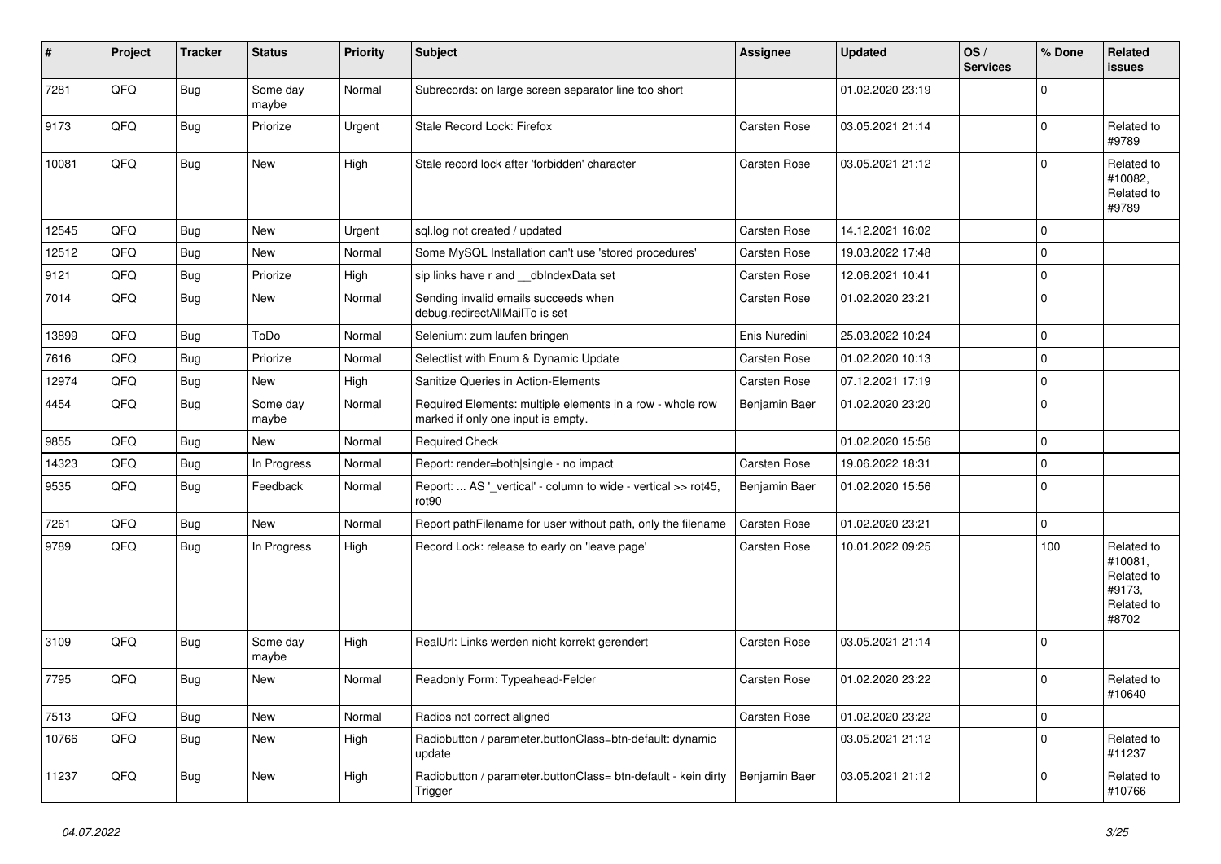| # | Project | Tracker | Status | Priority | Subject | Assignee | Updated | OS / Services | % Done | Related issues |
|---|---|---|---|---|---|---|---|---|---|---|
| 7281 | QFQ | Bug | Some day maybe | Normal | Subrecords: on large screen separator line too short | | 01.02.2020 23:19 | | 0 | |
| 9173 | QFQ | Bug | Priorize | Urgent | Stale Record Lock: Firefox | Carsten Rose | 03.05.2021 21:14 | | 0 | Related to #9789 |
| 10081 | QFQ | Bug | New | High | Stale record lock after 'forbidden' character | Carsten Rose | 03.05.2021 21:12 | | 0 | Related to #10082, Related to #9789 |
| 12545 | QFQ | Bug | New | Urgent | sql.log not created / updated | Carsten Rose | 14.12.2021 16:02 | | 0 | |
| 12512 | QFQ | Bug | New | Normal | Some MySQL Installation can't use 'stored procedures' | Carsten Rose | 19.03.2022 17:48 | | 0 | |
| 9121 | QFQ | Bug | Priorize | High | sip links have r and __dbIndexData set | Carsten Rose | 12.06.2021 10:41 | | 0 | |
| 7014 | QFQ | Bug | New | Normal | Sending invalid emails succeeds when debug.redirectAllMailTo is set | Carsten Rose | 01.02.2020 23:21 | | 0 | |
| 13899 | QFQ | Bug | ToDo | Normal | Selenium: zum laufen bringen | Enis Nuredini | 25.03.2022 10:24 | | 0 | |
| 7616 | QFQ | Bug | Priorize | Normal | Selectlist with Enum & Dynamic Update | Carsten Rose | 01.02.2020 10:13 | | 0 | |
| 12974 | QFQ | Bug | New | High | Sanitize Queries in Action-Elements | Carsten Rose | 07.12.2021 17:19 | | 0 | |
| 4454 | QFQ | Bug | Some day maybe | Normal | Required Elements: multiple elements in a row - whole row marked if only one input is empty. | Benjamin Baer | 01.02.2020 23:20 | | 0 | |
| 9855 | QFQ | Bug | New | Normal | Required Check | | 01.02.2020 15:56 | | 0 | |
| 14323 | QFQ | Bug | In Progress | Normal | Report: render=both\|single - no impact | Carsten Rose | 19.06.2022 18:31 | | 0 | |
| 9535 | QFQ | Bug | Feedback | Normal | Report: ... AS '_vertical' - column to wide - vertical >> rot45, rot90 | Benjamin Baer | 01.02.2020 15:56 | | 0 | |
| 7261 | QFQ | Bug | New | Normal | Report pathFilename for user without path, only the filename | Carsten Rose | 01.02.2020 23:21 | | 0 | |
| 9789 | QFQ | Bug | In Progress | High | Record Lock: release to early on 'leave page' | Carsten Rose | 10.01.2022 09:25 | | 100 | Related to #10081, Related to #9173, Related to #8702 |
| 3109 | QFQ | Bug | Some day maybe | High | RealUrl: Links werden nicht korrekt gerendert | Carsten Rose | 03.05.2021 21:14 | | 0 | |
| 7795 | QFQ | Bug | New | Normal | Readonly Form: Typeahead-Felder | Carsten Rose | 01.02.2020 23:22 | | 0 | Related to #10640 |
| 7513 | QFQ | Bug | New | Normal | Radios not correct aligned | Carsten Rose | 01.02.2020 23:22 | | 0 | |
| 10766 | QFQ | Bug | New | High | Radiobutton / parameter.buttonClass=btn-default: dynamic update | | 03.05.2021 21:12 | | 0 | Related to #11237 |
| 11237 | QFQ | Bug | New | High | Radiobutton / parameter.buttonClass= btn-default - kein dirty Trigger | Benjamin Baer | 03.05.2021 21:12 | | 0 | Related to #10766 |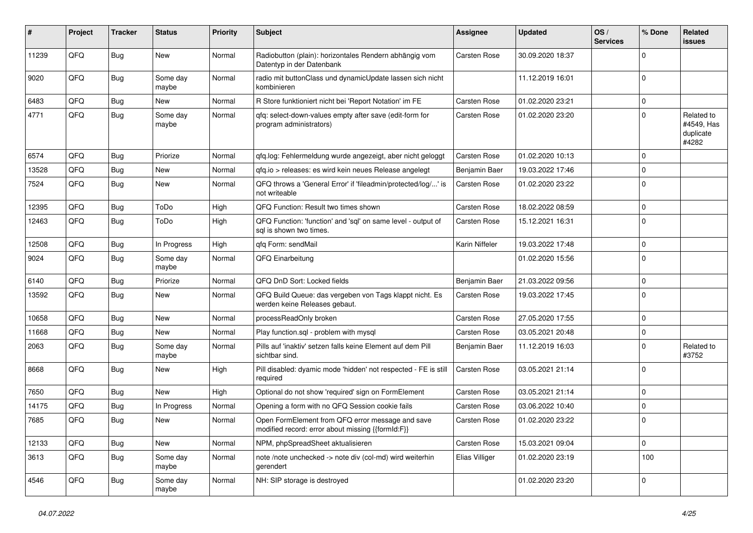| # | Project | Tracker | Status | Priority | Subject | Assignee | Updated | OS / Services | % Done | Related issues |
|---|---|---|---|---|---|---|---|---|---|---|
| 11239 | QFQ | Bug | New | Normal | Radiobutton (plain): horizontales Rendern abhängig vom Datentyp in der Datenbank | Carsten Rose | 30.09.2020 18:37 | | 0 | |
| 9020 | QFQ | Bug | Some day maybe | Normal | radio mit buttonClass und dynamicUpdate lassen sich nicht kombinieren | | 11.12.2019 16:01 | | 0 | |
| 6483 | QFQ | Bug | New | Normal | R Store funktioniert nicht bei 'Report Notation' im FE | Carsten Rose | 01.02.2020 23:21 | | 0 | |
| 4771 | QFQ | Bug | Some day maybe | Normal | qfq: select-down-values empty after save (edit-form for program administrators) | Carsten Rose | 01.02.2020 23:20 | | 0 | Related to #4549, Has duplicate #4282 |
| 6574 | QFQ | Bug | Priorize | Normal | qfq.log: Fehlermeldung wurde angezeigt, aber nicht geloggt | Carsten Rose | 01.02.2020 10:13 | | 0 | |
| 13528 | QFQ | Bug | New | Normal | qfq.io > releases: es wird kein neues Release angelegt | Benjamin Baer | 19.03.2022 17:46 | | 0 | |
| 7524 | QFQ | Bug | New | Normal | QFQ throws a 'General Error' if 'fileadmin/protected/log/...' is not writeable | Carsten Rose | 01.02.2020 23:22 | | 0 | |
| 12395 | QFQ | Bug | ToDo | High | QFQ Function: Result two times shown | Carsten Rose | 18.02.2022 08:59 | | 0 | |
| 12463 | QFQ | Bug | ToDo | High | QFQ Function: 'function' and 'sql' on same level - output of sql is shown two times. | Carsten Rose | 15.12.2021 16:31 | | 0 | |
| 12508 | QFQ | Bug | In Progress | High | qfq Form: sendMail | Karin Niffeler | 19.03.2022 17:48 | | 0 | |
| 9024 | QFQ | Bug | Some day maybe | Normal | QFQ Einarbeitung | | 01.02.2020 15:56 | | 0 | |
| 6140 | QFQ | Bug | Priorize | Normal | QFQ DnD Sort: Locked fields | Benjamin Baer | 21.03.2022 09:56 | | 0 | |
| 13592 | QFQ | Bug | New | Normal | QFQ Build Queue: das vergeben von Tags klappt nicht. Es werden keine Releases gebaut. | Carsten Rose | 19.03.2022 17:45 | | 0 | |
| 10658 | QFQ | Bug | New | Normal | processReadOnly broken | Carsten Rose | 27.05.2020 17:55 | | 0 | |
| 11668 | QFQ | Bug | New | Normal | Play function.sql - problem with mysql | Carsten Rose | 03.05.2021 20:48 | | 0 | |
| 2063 | QFQ | Bug | Some day maybe | Normal | Pills auf 'inaktiv' setzen falls keine Element auf dem Pill sichtbar sind. | Benjamin Baer | 11.12.2019 16:03 | | 0 | Related to #3752 |
| 8668 | QFQ | Bug | New | High | Pill disabled: dyamic mode 'hidden' not respected - FE is still required | Carsten Rose | 03.05.2021 21:14 | | 0 | |
| 7650 | QFQ | Bug | New | High | Optional do not show 'required' sign on FormElement | Carsten Rose | 03.05.2021 21:14 | | 0 | |
| 14175 | QFQ | Bug | In Progress | Normal | Opening a form with no QFQ Session cookie fails | Carsten Rose | 03.06.2022 10:40 | | 0 | |
| 7685 | QFQ | Bug | New | Normal | Open FormElement from QFQ error message and save modified record: error about missing {{formId:F}} | Carsten Rose | 01.02.2020 23:22 | | 0 | |
| 12133 | QFQ | Bug | New | Normal | NPM, phpSpreadSheet aktualisieren | Carsten Rose | 15.03.2021 09:04 | | 0 | |
| 3613 | QFQ | Bug | Some day maybe | Normal | note /note unchecked -> note div (col-md) wird weiterhin gerendert | Elias Villiger | 01.02.2020 23:19 | | 100 | |
| 4546 | QFQ | Bug | Some day maybe | Normal | NH: SIP storage is destroyed | | 01.02.2020 23:20 | | 0 | |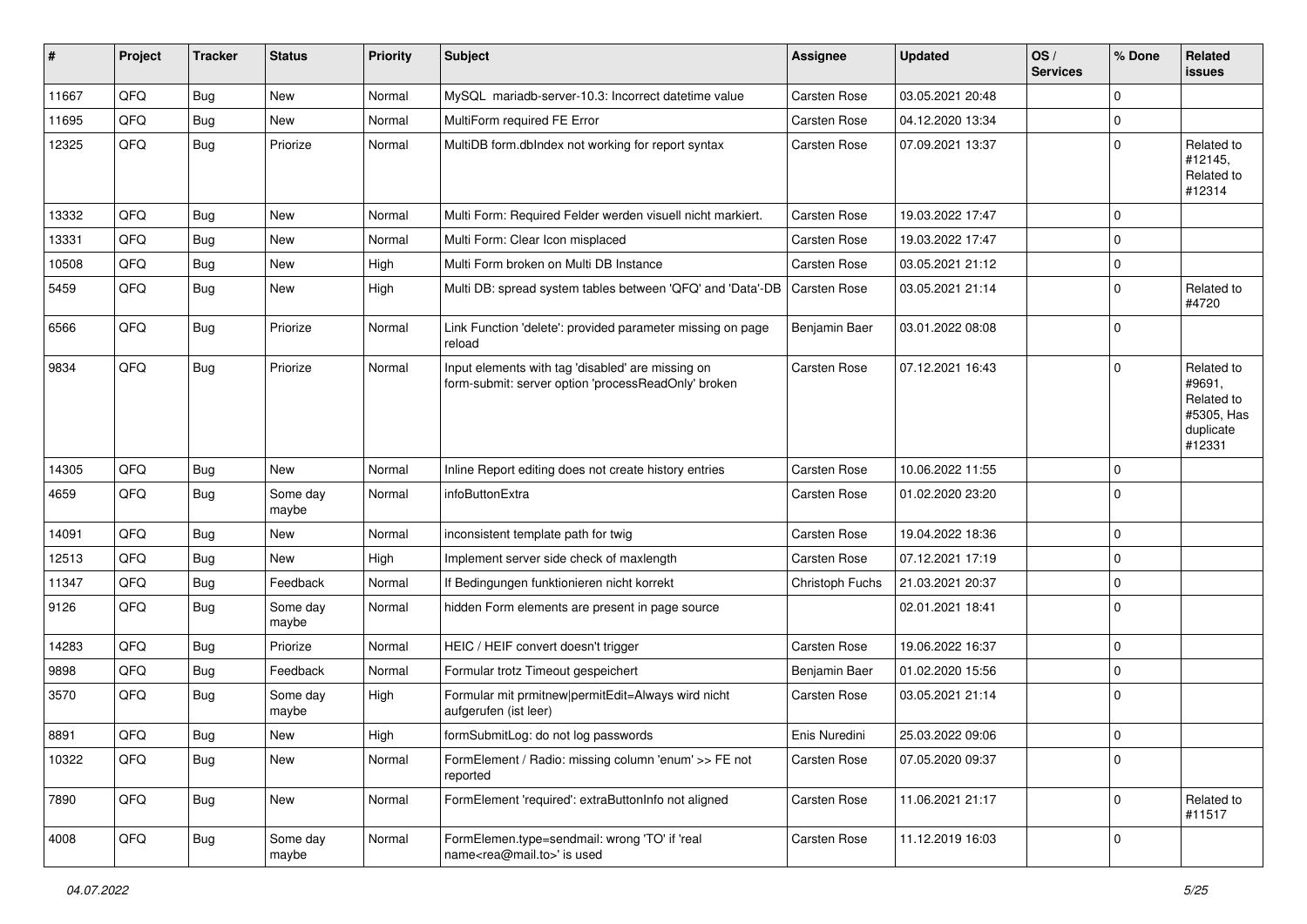| # | Project | Tracker | Status | Priority | Subject | Assignee | Updated | OS / Services | % Done | Related issues |
|---|---|---|---|---|---|---|---|---|---|---|
| 11667 | QFQ | Bug | New | Normal | MySQL mariadb-server-10.3: Incorrect datetime value | Carsten Rose | 03.05.2021 20:48 | | 0 | |
| 11695 | QFQ | Bug | New | Normal | MultiForm required FE Error | Carsten Rose | 04.12.2020 13:34 | | 0 | |
| 12325 | QFQ | Bug | Priorize | Normal | MultiDB form.dbIndex not working for report syntax | Carsten Rose | 07.09.2021 13:37 | | 0 | Related to #12145, Related to #12314 |
| 13332 | QFQ | Bug | New | Normal | Multi Form: Required Felder werden visuell nicht markiert. | Carsten Rose | 19.03.2022 17:47 | | 0 | |
| 13331 | QFQ | Bug | New | Normal | Multi Form: Clear Icon misplaced | Carsten Rose | 19.03.2022 17:47 | | 0 | |
| 10508 | QFQ | Bug | New | High | Multi Form broken on Multi DB Instance | Carsten Rose | 03.05.2021 21:12 | | 0 | |
| 5459 | QFQ | Bug | New | High | Multi DB: spread system tables between 'QFQ' and 'Data'-DB | Carsten Rose | 03.05.2021 21:14 | | 0 | Related to #4720 |
| 6566 | QFQ | Bug | Priorize | Normal | Link Function 'delete': provided parameter missing on page reload | Benjamin Baer | 03.01.2022 08:08 | | 0 | |
| 9834 | QFQ | Bug | Priorize | Normal | Input elements with tag 'disabled' are missing on form-submit: server option 'processReadOnly' broken | Carsten Rose | 07.12.2021 16:43 | | 0 | Related to #9691, Related to #5305, Has duplicate #12331 |
| 14305 | QFQ | Bug | New | Normal | Inline Report editing does not create history entries | Carsten Rose | 10.06.2022 11:55 | | 0 | |
| 4659 | QFQ | Bug | Some day maybe | Normal | infoButtonExtra | Carsten Rose | 01.02.2020 23:20 | | 0 | |
| 14091 | QFQ | Bug | New | Normal | inconsistent template path for twig | Carsten Rose | 19.04.2022 18:36 | | 0 | |
| 12513 | QFQ | Bug | New | High | Implement server side check of maxlength | Carsten Rose | 07.12.2021 17:19 | | 0 | |
| 11347 | QFQ | Bug | Feedback | Normal | If Bedingungen funktionieren nicht korrekt | Christoph Fuchs | 21.03.2021 20:37 | | 0 | |
| 9126 | QFQ | Bug | Some day maybe | Normal | hidden Form elements are present in page source | | 02.01.2021 18:41 | | 0 | |
| 14283 | QFQ | Bug | Priorize | Normal | HEIC / HEIF convert doesn't trigger | Carsten Rose | 19.06.2022 16:37 | | 0 | |
| 9898 | QFQ | Bug | Feedback | Normal | Formular trotz Timeout gespeichert | Benjamin Baer | 01.02.2020 15:56 | | 0 | |
| 3570 | QFQ | Bug | Some day maybe | High | Formular mit prmitnew\|permitEdit=Always wird nicht aufgerufen (ist leer) | Carsten Rose | 03.05.2021 21:14 | | 0 | |
| 8891 | QFQ | Bug | New | High | formSubmitLog: do not log passwords | Enis Nuredini | 25.03.2022 09:06 | | 0 | |
| 10322 | QFQ | Bug | New | Normal | FormElement / Radio: missing column 'enum' >> FE not reported | Carsten Rose | 07.05.2020 09:37 | | 0 | |
| 7890 | QFQ | Bug | New | Normal | FormElement 'required': extraButtonInfo not aligned | Carsten Rose | 11.06.2021 21:17 | | 0 | Related to #11517 |
| 4008 | QFQ | Bug | Some day maybe | Normal | FormElemen.type=sendmail: wrong 'TO' if 'real name<rea@mail.to>' is used | Carsten Rose | 11.12.2019 16:03 | | 0 | |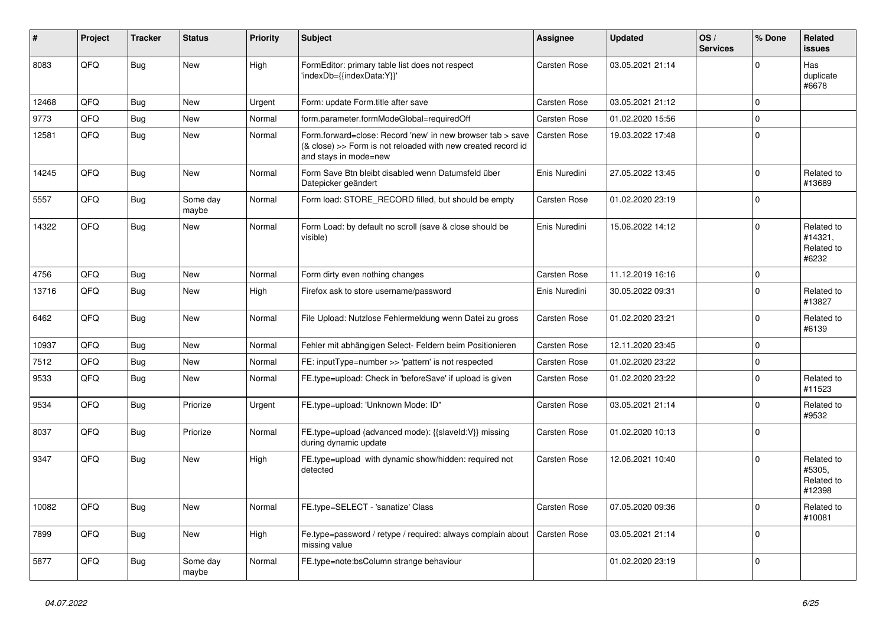| # | Project | Tracker | Status | Priority | Subject | Assignee | Updated | OS / Services | % Done | Related issues |
|---|---|---|---|---|---|---|---|---|---|---|
| 8083 | QFQ | Bug | New | High | FormEditor: primary table list does not respect 'indexDb={{indexData:Y}}' | Carsten Rose | 03.05.2021 21:14 | | 0 | Has duplicate #6678 |
| 12468 | QFQ | Bug | New | Urgent | Form: update Form.title after save | Carsten Rose | 03.05.2021 21:12 | | 0 | |
| 9773 | QFQ | Bug | New | Normal | form.parameter.formModeGlobal=requiredOff | Carsten Rose | 01.02.2020 15:56 | | 0 | |
| 12581 | QFQ | Bug | New | Normal | Form.forward=close: Record 'new' in new browser tab > save (& close) >> Form is not reloaded with new created record id and stays in mode=new | Carsten Rose | 19.03.2022 17:48 | | 0 | |
| 14245 | QFQ | Bug | New | Normal | Form Save Btn bleibt disabled wenn Datumsfeld über Datepicker geändert | Enis Nuredini | 27.05.2022 13:45 | | 0 | Related to #13689 |
| 5557 | QFQ | Bug | Some day maybe | Normal | Form load: STORE_RECORD filled, but should be empty | Carsten Rose | 01.02.2020 23:19 | | 0 | |
| 14322 | QFQ | Bug | New | Normal | Form Load: by default no scroll (save & close should be visible) | Enis Nuredini | 15.06.2022 14:12 | | 0 | Related to #14321, Related to #6232 |
| 4756 | QFQ | Bug | New | Normal | Form dirty even nothing changes | Carsten Rose | 11.12.2019 16:16 | | 0 | |
| 13716 | QFQ | Bug | New | High | Firefox ask to store username/password | Enis Nuredini | 30.05.2022 09:31 | | 0 | Related to #13827 |
| 6462 | QFQ | Bug | New | Normal | File Upload: Nutzlose Fehlermeldung wenn Datei zu gross | Carsten Rose | 01.02.2020 23:21 | | 0 | Related to #6139 |
| 10937 | QFQ | Bug | New | Normal | Fehler mit abhängigen Select- Feldern beim Positionieren | Carsten Rose | 12.11.2020 23:45 | | 0 | |
| 7512 | QFQ | Bug | New | Normal | FE: inputType=number >> 'pattern' is not respected | Carsten Rose | 01.02.2020 23:22 | | 0 | |
| 9533 | QFQ | Bug | New | Normal | FE.type=upload: Check in 'beforeSave' if upload is given | Carsten Rose | 01.02.2020 23:22 | | 0 | Related to #11523 |
| 9534 | QFQ | Bug | Priorize | Urgent | FE.type=upload: 'Unknown Mode: ID" | Carsten Rose | 03.05.2021 21:14 | | 0 | Related to #9532 |
| 8037 | QFQ | Bug | Priorize | Normal | FE.type=upload (advanced mode): {{slaveId:V}} missing during dynamic update | Carsten Rose | 01.02.2020 10:13 | | 0 | |
| 9347 | QFQ | Bug | New | High | FE.type=upload with dynamic show/hidden: required not detected | Carsten Rose | 12.06.2021 10:40 | | 0 | Related to #5305, Related to #12398 |
| 10082 | QFQ | Bug | New | Normal | FE.type=SELECT - 'sanatize' Class | Carsten Rose | 07.05.2020 09:36 | | 0 | Related to #10081 |
| 7899 | QFQ | Bug | New | High | Fe.type=password / retype / required: always complain about missing value | Carsten Rose | 03.05.2021 21:14 | | 0 | |
| 5877 | QFQ | Bug | Some day maybe | Normal | FE.type=note:bsColumn strange behaviour | | 01.02.2020 23:19 | | 0 | |

*04.07.2022*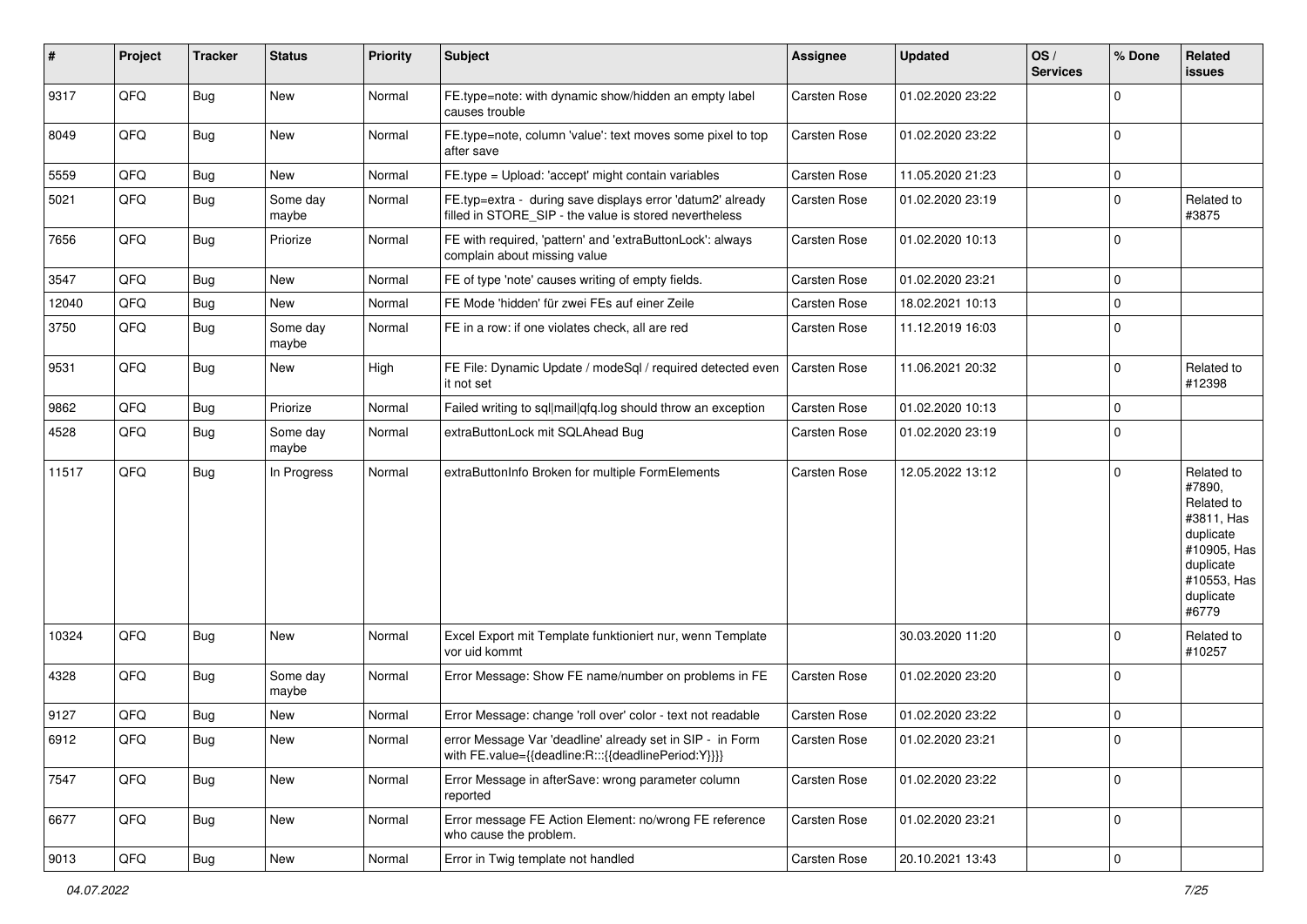| # | Project | Tracker | Status | Priority | Subject | Assignee | Updated | OS / Services | % Done | Related issues |
|---|---|---|---|---|---|---|---|---|---|---|
| 9317 | QFQ | Bug | New | Normal | FE.type=note: with dynamic show/hidden an empty label causes trouble | Carsten Rose | 01.02.2020 23:22 | | 0 | |
| 8049 | QFQ | Bug | New | Normal | FE.type=note, column 'value': text moves some pixel to top after save | Carsten Rose | 01.02.2020 23:22 | | 0 | |
| 5559 | QFQ | Bug | New | Normal | FE.type = Upload: 'accept' might contain variables | Carsten Rose | 11.05.2020 21:23 | | 0 | |
| 5021 | QFQ | Bug | Some day maybe | Normal | FE.typ=extra - during save displays error 'datum2' already filled in STORE_SIP - the value is stored nevertheless | Carsten Rose | 01.02.2020 23:19 | | 0 | Related to #3875 |
| 7656 | QFQ | Bug | Priorize | Normal | FE with required, 'pattern' and 'extraButtonLock': always complain about missing value | Carsten Rose | 01.02.2020 10:13 | | 0 | |
| 3547 | QFQ | Bug | New | Normal | FE of type 'note' causes writing of empty fields. | Carsten Rose | 01.02.2020 23:21 | | 0 | |
| 12040 | QFQ | Bug | New | Normal | FE Mode 'hidden' für zwei FEs auf einer Zeile | Carsten Rose | 18.02.2021 10:13 | | 0 | |
| 3750 | QFQ | Bug | Some day maybe | Normal | FE in a row: if one violates check, all are red | Carsten Rose | 11.12.2019 16:03 | | 0 | |
| 9531 | QFQ | Bug | New | High | FE File: Dynamic Update / modeSql / required detected even it not set | Carsten Rose | 11.06.2021 20:32 | | 0 | Related to #12398 |
| 9862 | QFQ | Bug | Priorize | Normal | Failed writing to sql\|mail\|qfq.log should throw an exception | Carsten Rose | 01.02.2020 10:13 | | 0 | |
| 4528 | QFQ | Bug | Some day maybe | Normal | extraButtonLock mit SQLAhead Bug | Carsten Rose | 01.02.2020 23:19 | | 0 | |
| 11517 | QFQ | Bug | In Progress | Normal | extraButtonInfo Broken for multiple FormElements | Carsten Rose | 12.05.2022 13:12 | | 0 | Related to #7890, Related to #3811, Has duplicate #10905, Has duplicate #10553, Has duplicate #6779 |
| 10324 | QFQ | Bug | New | Normal | Excel Export mit Template funktioniert nur, wenn Template vor uid kommt | | 30.03.2020 11:20 | | 0 | Related to #10257 |
| 4328 | QFQ | Bug | Some day maybe | Normal | Error Message: Show FE name/number on problems in FE | Carsten Rose | 01.02.2020 23:20 | | 0 | |
| 9127 | QFQ | Bug | New | Normal | Error Message: change 'roll over' color - text not readable | Carsten Rose | 01.02.2020 23:22 | | 0 | |
| 6912 | QFQ | Bug | New | Normal | error Message Var 'deadline' already set in SIP - in Form with FE.value={{deadline:R:::{{deadlinePeriod:Y}}}} | Carsten Rose | 01.02.2020 23:21 | | 0 | |
| 7547 | QFQ | Bug | New | Normal | Error Message in afterSave: wrong parameter column reported | Carsten Rose | 01.02.2020 23:22 | | 0 | |
| 6677 | QFQ | Bug | New | Normal | Error message FE Action Element: no/wrong FE reference who cause the problem. | Carsten Rose | 01.02.2020 23:21 | | 0 | |
| 9013 | QFQ | Bug | New | Normal | Error in Twig template not handled | Carsten Rose | 20.10.2021 13:43 | | 0 | |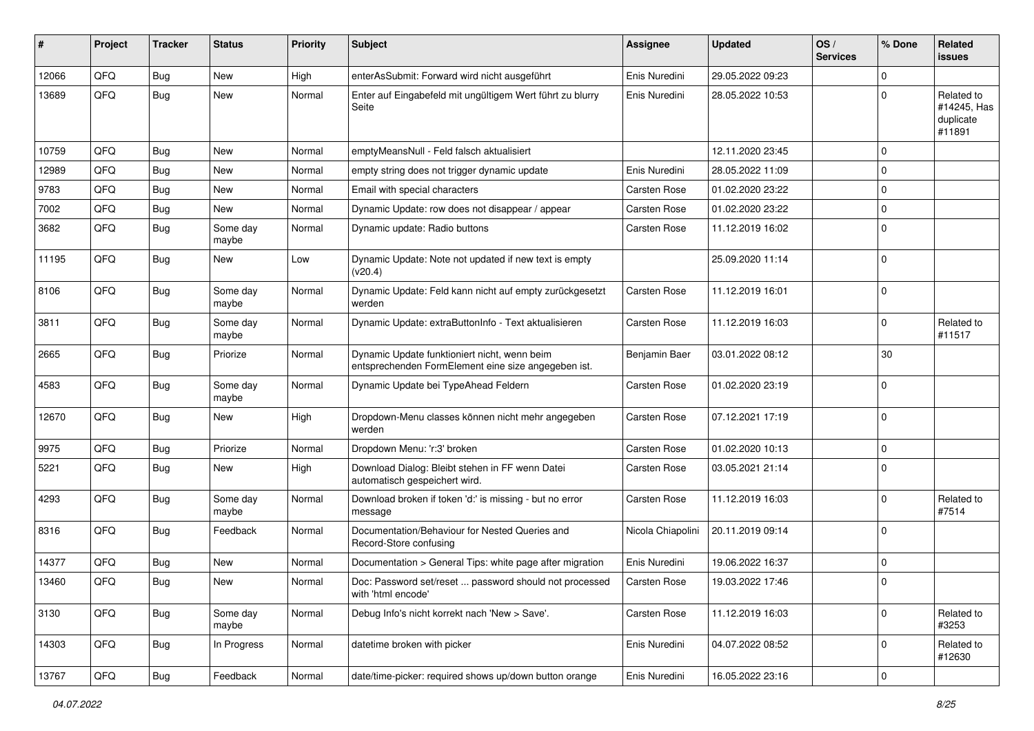| # | Project | Tracker | Status | Priority | Subject | Assignee | Updated | OS / Services | % Done | Related issues |
|---|---|---|---|---|---|---|---|---|---|---|
| 12066 | QFQ | Bug | New | High | enterAsSubmit: Forward wird nicht ausgeführt | Enis Nuredini | 29.05.2022 09:23 | | 0 | |
| 13689 | QFQ | Bug | New | Normal | Enter auf Eingabefeld mit ungültigem Wert führt zu blurry Seite | Enis Nuredini | 28.05.2022 10:53 | | 0 | Related to #14245, Has duplicate #11891 |
| 10759 | QFQ | Bug | New | Normal | emptyMeansNull - Feld falsch aktualisiert | | 12.11.2020 23:45 | | 0 | |
| 12989 | QFQ | Bug | New | Normal | empty string does not trigger dynamic update | Enis Nuredini | 28.05.2022 11:09 | | 0 | |
| 9783 | QFQ | Bug | New | Normal | Email with special characters | Carsten Rose | 01.02.2020 23:22 | | 0 | |
| 7002 | QFQ | Bug | New | Normal | Dynamic Update: row does not disappear / appear | Carsten Rose | 01.02.2020 23:22 | | 0 | |
| 3682 | QFQ | Bug | Some day maybe | Normal | Dynamic update: Radio buttons | Carsten Rose | 11.12.2019 16:02 | | 0 | |
| 11195 | QFQ | Bug | New | Low | Dynamic Update: Note not updated if new text is empty (v20.4) | | 25.09.2020 11:14 | | 0 | |
| 8106 | QFQ | Bug | Some day maybe | Normal | Dynamic Update: Feld kann nicht auf empty zurückgesetzt werden | Carsten Rose | 11.12.2019 16:01 | | 0 | |
| 3811 | QFQ | Bug | Some day maybe | Normal | Dynamic Update: extraButtonInfo - Text aktualisieren | Carsten Rose | 11.12.2019 16:03 | | 0 | Related to #11517 |
| 2665 | QFQ | Bug | Priorize | Normal | Dynamic Update funktioniert nicht, wenn beim entsprechenden FormElement eine size angegeben ist. | Benjamin Baer | 03.01.2022 08:12 | | 30 | |
| 4583 | QFQ | Bug | Some day maybe | Normal | Dynamic Update bei TypeAhead Feldern | Carsten Rose | 01.02.2020 23:19 | | 0 | |
| 12670 | QFQ | Bug | New | High | Dropdown-Menu classes können nicht mehr angegeben werden | Carsten Rose | 07.12.2021 17:19 | | 0 | |
| 9975 | QFQ | Bug | Priorize | Normal | Dropdown Menu: 'r:3' broken | Carsten Rose | 01.02.2020 10:13 | | 0 | |
| 5221 | QFQ | Bug | New | High | Download Dialog: Bleibt stehen in FF wenn Datei automatisch gespeichert wird. | Carsten Rose | 03.05.2021 21:14 | | 0 | |
| 4293 | QFQ | Bug | Some day maybe | Normal | Download broken if token 'd:' is missing - but no error message | Carsten Rose | 11.12.2019 16:03 | | 0 | Related to #7514 |
| 8316 | QFQ | Bug | Feedback | Normal | Documentation/Behaviour for Nested Queries and Record-Store confusing | Nicola Chiapolini | 20.11.2019 09:14 | | 0 | |
| 14377 | QFQ | Bug | New | Normal | Documentation > General Tips: white page after migration | Enis Nuredini | 19.06.2022 16:37 | | 0 | |
| 13460 | QFQ | Bug | New | Normal | Doc: Password set/reset ... password should not processed with 'html encode' | Carsten Rose | 19.03.2022 17:46 | | 0 | |
| 3130 | QFQ | Bug | Some day maybe | Normal | Debug Info's nicht korrekt nach 'New > Save'. | Carsten Rose | 11.12.2019 16:03 | | 0 | Related to #3253 |
| 14303 | QFQ | Bug | In Progress | Normal | datetime broken with picker | Enis Nuredini | 04.07.2022 08:52 | | 0 | Related to #12630 |
| 13767 | QFQ | Bug | Feedback | Normal | date/time-picker: required shows up/down button orange | Enis Nuredini | 16.05.2022 23:16 | | 0 | |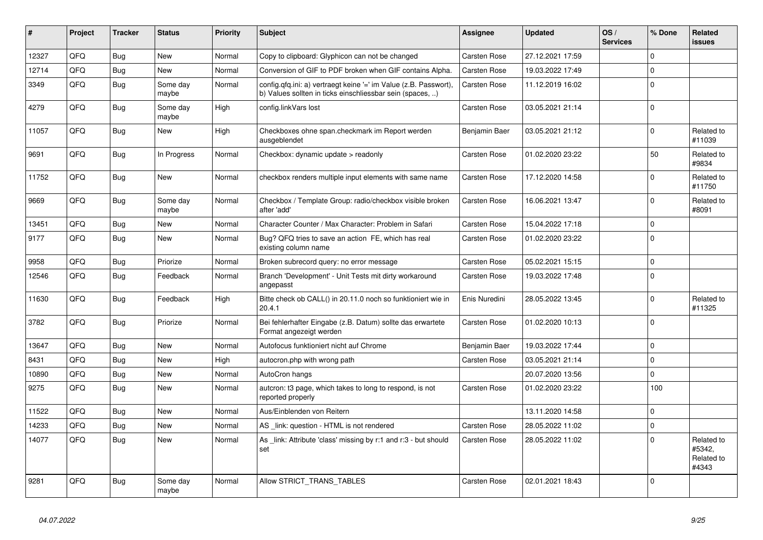| # | Project | Tracker | Status | Priority | Subject | Assignee | Updated | OS / Services | % Done | Related issues |
|---|---|---|---|---|---|---|---|---|---|---|
| 12327 | QFQ | Bug | New | Normal | Copy to clipboard: Glyphicon can not be changed | Carsten Rose | 27.12.2021 17:59 | | 0 | |
| 12714 | QFQ | Bug | New | Normal | Conversion of GIF to PDF broken when GIF contains Alpha. | Carsten Rose | 19.03.2022 17:49 | | 0 | |
| 3349 | QFQ | Bug | Some day maybe | Normal | config.qfq.ini: a) vertraegt keine '=' im Value (z.B. Passwort), b) Values sollten in ticks einschliessbar sein (spaces, ..) | Carsten Rose | 11.12.2019 16:02 | | 0 | |
| 4279 | QFQ | Bug | Some day maybe | High | config.linkVars lost | Carsten Rose | 03.05.2021 21:14 | | 0 | |
| 11057 | QFQ | Bug | New | High | Checkboxes ohne span.checkmark im Report werden ausgeblendet | Benjamin Baer | 03.05.2021 21:12 | | 0 | Related to #11039 |
| 9691 | QFQ | Bug | In Progress | Normal | Checkbox: dynamic update > readonly | Carsten Rose | 01.02.2020 23:22 | | 50 | Related to #9834 |
| 11752 | QFQ | Bug | New | Normal | checkbox renders multiple input elements with same name | Carsten Rose | 17.12.2020 14:58 | | 0 | Related to #11750 |
| 9669 | QFQ | Bug | Some day maybe | Normal | Checkbox / Template Group: radio/checkbox visible broken after 'add' | Carsten Rose | 16.06.2021 13:47 | | 0 | Related to #8091 |
| 13451 | QFQ | Bug | New | Normal | Character Counter / Max Character: Problem in Safari | Carsten Rose | 15.04.2022 17:18 | | 0 | |
| 9177 | QFQ | Bug | New | Normal | Bug? QFQ tries to save an action FE, which has real existing column name | Carsten Rose | 01.02.2020 23:22 | | 0 | |
| 9958 | QFQ | Bug | Priorize | Normal | Broken subrecord query: no error message | Carsten Rose | 05.02.2021 15:15 | | 0 | |
| 12546 | QFQ | Bug | Feedback | Normal | Branch 'Development' - Unit Tests mit dirty workaround angepasst | Carsten Rose | 19.03.2022 17:48 | | 0 | |
| 11630 | QFQ | Bug | Feedback | High | Bitte check ob CALL() in 20.11.0 noch so funktioniert wie in 20.4.1 | Enis Nuredini | 28.05.2022 13:45 | | 0 | Related to #11325 |
| 3782 | QFQ | Bug | Priorize | Normal | Bei fehlerhafter Eingabe (z.B. Datum) sollte das erwartete Format angezeigt werden | Carsten Rose | 01.02.2020 10:13 | | 0 | |
| 13647 | QFQ | Bug | New | Normal | Autofocus funktioniert nicht auf Chrome | Benjamin Baer | 19.03.2022 17:44 | | 0 | |
| 8431 | QFQ | Bug | New | High | autocron.php with wrong path | Carsten Rose | 03.05.2021 21:14 | | 0 | |
| 10890 | QFQ | Bug | New | Normal | AutoCron hangs | | 20.07.2020 13:56 | | 0 | |
| 9275 | QFQ | Bug | New | Normal | autcron: t3 page, which takes to long to respond, is not reported properly | Carsten Rose | 01.02.2020 23:22 | | 100 | |
| 11522 | QFQ | Bug | New | Normal | Aus/Einblenden von Reitern | | 13.11.2020 14:58 | | 0 | |
| 14233 | QFQ | Bug | New | Normal | AS _link: question - HTML is not rendered | Carsten Rose | 28.05.2022 11:02 | | 0 | |
| 14077 | QFQ | Bug | New | Normal | As _link: Attribute 'class' missing by r:1 and r:3 - but should set | Carsten Rose | 28.05.2022 11:02 | | 0 | Related to #5342, Related to #4343 |
| 9281 | QFQ | Bug | Some day maybe | Normal | Allow STRICT_TRANS_TABLES | Carsten Rose | 02.01.2021 18:43 | | 0 | |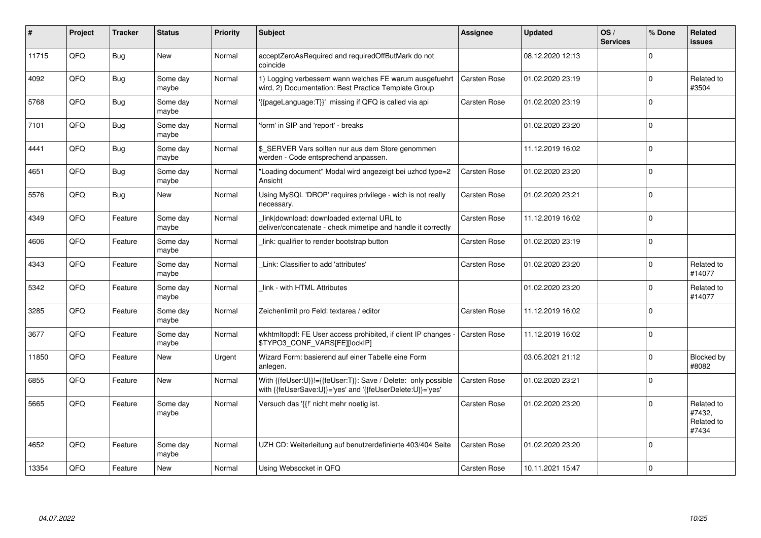| # | Project | Tracker | Status | Priority | Subject | Assignee | Updated | OS / Services | % Done | Related issues |
|---|---|---|---|---|---|---|---|---|---|---|
| 11715 | QFQ | Bug | New | Normal | acceptZeroAsRequired and requiredOffButMark do not coincide | | 08.12.2020 12:13 | | 0 | |
| 4092 | QFQ | Bug | Some day maybe | Normal | 1) Logging verbessern wann welches FE warum ausgefuehrt wird, 2) Documentation: Best Practice Template Group | Carsten Rose | 01.02.2020 23:19 | | 0 | Related to #3504 |
| 5768 | QFQ | Bug | Some day maybe | Normal | '{{pageLanguage:T}}' missing if QFQ is called via api | Carsten Rose | 01.02.2020 23:19 | | 0 | |
| 7101 | QFQ | Bug | Some day maybe | Normal | 'form' in SIP and 'report' - breaks | | 01.02.2020 23:20 | | 0 | |
| 4441 | QFQ | Bug | Some day maybe | Normal | $_SERVER Vars sollten nur aus dem Store genommen werden - Code entsprechend anpassen. | | 11.12.2019 16:02 | | 0 | |
| 4651 | QFQ | Bug | Some day maybe | Normal | "Loading document" Modal wird angezeigt bei uzhcd type=2 Ansicht | Carsten Rose | 01.02.2020 23:20 | | 0 | |
| 5576 | QFQ | Bug | New | Normal | Using MySQL 'DROP' requires privilege - wich is not really necessary. | Carsten Rose | 01.02.2020 23:21 | | 0 | |
| 4349 | QFQ | Feature | Some day maybe | Normal | _link\|download: downloaded external URL to deliver/concatenate - check mimetipe and handle it correctly | Carsten Rose | 11.12.2019 16:02 | | 0 | |
| 4606 | QFQ | Feature | Some day maybe | Normal | _link: qualifier to render bootstrap button | Carsten Rose | 01.02.2020 23:19 | | 0 | |
| 4343 | QFQ | Feature | Some day maybe | Normal | _Link: Classifier to add 'attributes' | Carsten Rose | 01.02.2020 23:20 | | 0 | Related to #14077 |
| 5342 | QFQ | Feature | Some day maybe | Normal | _link - with HTML Attributes | | 01.02.2020 23:20 | | 0 | Related to #14077 |
| 3285 | QFQ | Feature | Some day maybe | Normal | Zeichenlimit pro Feld: textarea / editor | Carsten Rose | 11.12.2019 16:02 | | 0 | |
| 3677 | QFQ | Feature | Some day maybe | Normal | wkhtmltopdf: FE User access prohibited, if client IP changes - $TYPO3_CONF_VARS[FE][lockIP] | Carsten Rose | 11.12.2019 16:02 | | 0 | |
| 11850 | QFQ | Feature | New | Urgent | Wizard Form: basierend auf einer Tabelle eine Form anlegen. | | 03.05.2021 21:12 | | 0 | Blocked by #8082 |
| 6855 | QFQ | Feature | New | Normal | With {{feUser:U}}!={{feUser:T}}: Save / Delete: only possible with {{feUserSave:U}}='yes' and '{{feUserDelete:U}}='yes' | Carsten Rose | 01.02.2020 23:21 | | 0 | |
| 5665 | QFQ | Feature | Some day maybe | Normal | Versuch das '{{!' nicht mehr noetig ist. | Carsten Rose | 01.02.2020 23:20 | | 0 | Related to #7432, Related to #7434 |
| 4652 | QFQ | Feature | Some day maybe | Normal | UZH CD: Weiterleitung auf benutzerdefinierte 403/404 Seite | Carsten Rose | 01.02.2020 23:20 | | 0 | |
| 13354 | QFQ | Feature | New | Normal | Using Websocket in QFQ | Carsten Rose | 10.11.2021 15:47 | | 0 | |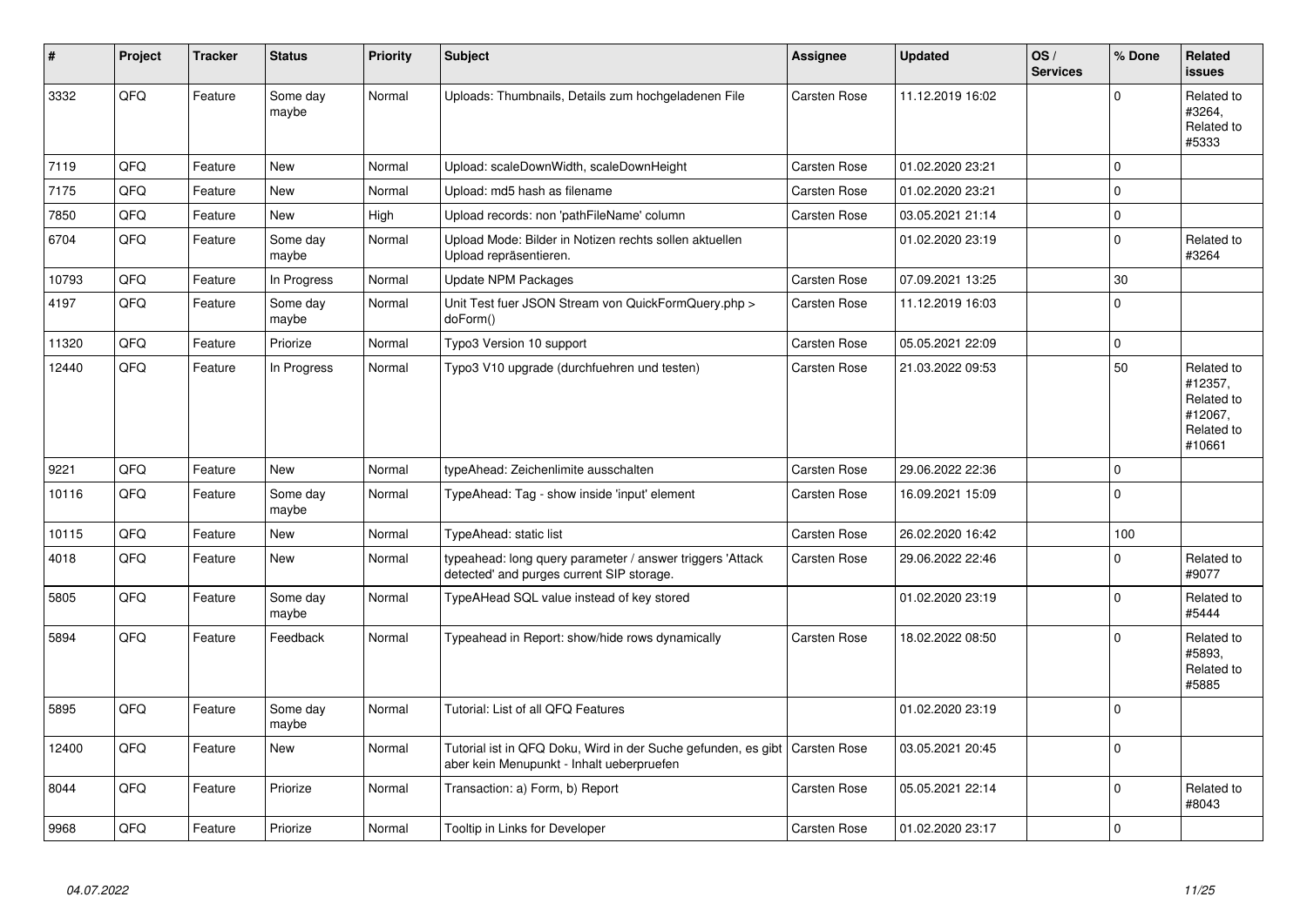| # | Project | Tracker | Status | Priority | Subject | Assignee | Updated | OS / Services | % Done | Related issues |
|---|---|---|---|---|---|---|---|---|---|---|
| 3332 | QFQ | Feature | Some day maybe | Normal | Uploads: Thumbnails, Details zum hochgeladenen File | Carsten Rose | 11.12.2019 16:02 | | 0 | Related to #3264, Related to #5333 |
| 7119 | QFQ | Feature | New | Normal | Upload: scaleDownWidth, scaleDownHeight | Carsten Rose | 01.02.2020 23:21 | | 0 | |
| 7175 | QFQ | Feature | New | Normal | Upload: md5 hash as filename | Carsten Rose | 01.02.2020 23:21 | | 0 | |
| 7850 | QFQ | Feature | New | High | Upload records: non 'pathFileName' column | Carsten Rose | 03.05.2021 21:14 | | 0 | |
| 6704 | QFQ | Feature | Some day maybe | Normal | Upload Mode: Bilder in Notizen rechts sollen aktuellen Upload repräsentieren. | | 01.02.2020 23:19 | | 0 | Related to #3264 |
| 10793 | QFQ | Feature | In Progress | Normal | Update NPM Packages | Carsten Rose | 07.09.2021 13:25 | | 30 | |
| 4197 | QFQ | Feature | Some day maybe | Normal | Unit Test fuer JSON Stream von QuickFormQuery.php > doForm() | Carsten Rose | 11.12.2019 16:03 | | 0 | |
| 11320 | QFQ | Feature | Priorize | Normal | Typo3 Version 10 support | Carsten Rose | 05.05.2021 22:09 | | 0 | |
| 12440 | QFQ | Feature | In Progress | Normal | Typo3 V10 upgrade (durchfuehren und testen) | Carsten Rose | 21.03.2022 09:53 | | 50 | Related to #12357, Related to #12067, Related to #10661 |
| 9221 | QFQ | Feature | New | Normal | typeAhead: Zeichenlimite ausschalten | Carsten Rose | 29.06.2022 22:36 | | 0 | |
| 10116 | QFQ | Feature | Some day maybe | Normal | TypeAhead: Tag - show inside 'input' element | Carsten Rose | 16.09.2021 15:09 | | 0 | |
| 10115 | QFQ | Feature | New | Normal | TypeAhead: static list | Carsten Rose | 26.02.2020 16:42 | | 100 | |
| 4018 | QFQ | Feature | New | Normal | typeahead: long query parameter / answer triggers 'Attack detected' and purges current SIP storage. | Carsten Rose | 29.06.2022 22:46 | | 0 | Related to #9077 |
| 5805 | QFQ | Feature | Some day maybe | Normal | TypeAHead SQL value instead of key stored | | 01.02.2020 23:19 | | 0 | Related to #5444 |
| 5894 | QFQ | Feature | Feedback | Normal | Typeahead in Report: show/hide rows dynamically | Carsten Rose | 18.02.2022 08:50 | | 0 | Related to #5893, Related to #5885 |
| 5895 | QFQ | Feature | Some day maybe | Normal | Tutorial: List of all QFQ Features | | 01.02.2020 23:19 | | 0 | |
| 12400 | QFQ | Feature | New | Normal | Tutorial ist in QFQ Doku, Wird in der Suche gefunden, es gibt aber kein Menupunkt - Inhalt ueberpruefen | Carsten Rose | 03.05.2021 20:45 | | 0 | |
| 8044 | QFQ | Feature | Priorize | Normal | Transaction: a) Form, b) Report | Carsten Rose | 05.05.2021 22:14 | | 0 | Related to #8043 |
| 9968 | QFQ | Feature | Priorize | Normal | Tooltip in Links for Developer | Carsten Rose | 01.02.2020 23:17 | | 0 | |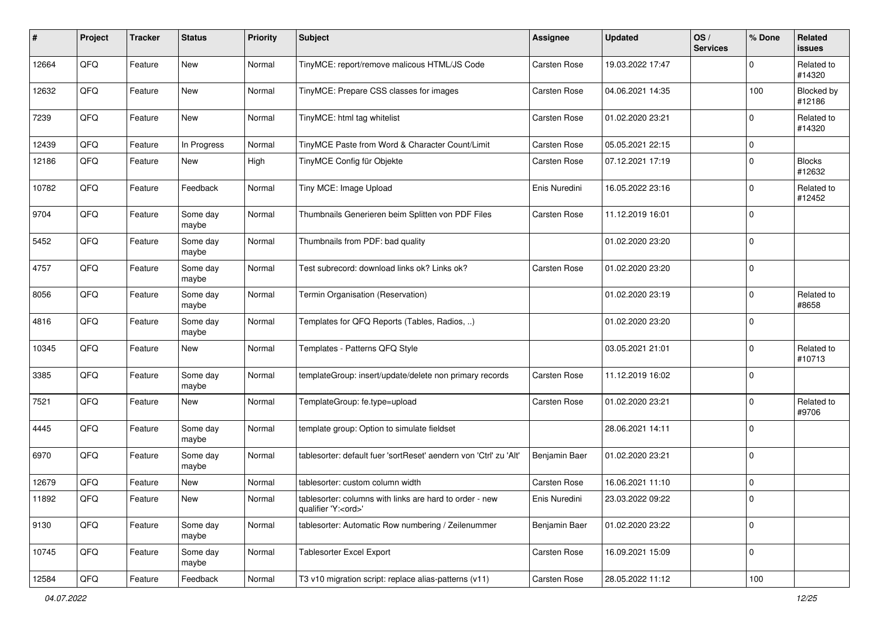| # | Project | Tracker | Status | Priority | Subject | Assignee | Updated | OS / Services | % Done | Related issues |
|---|---|---|---|---|---|---|---|---|---|---|
| 12664 | QFQ | Feature | New | Normal | TinyMCE: report/remove malicous HTML/JS Code | Carsten Rose | 19.03.2022 17:47 | | 0 | Related to #14320 |
| 12632 | QFQ | Feature | New | Normal | TinyMCE: Prepare CSS classes for images | Carsten Rose | 04.06.2021 14:35 | | 100 | Blocked by #12186 |
| 7239 | QFQ | Feature | New | Normal | TinyMCE: html tag whitelist | Carsten Rose | 01.02.2020 23:21 | | 0 | Related to #14320 |
| 12439 | QFQ | Feature | In Progress | Normal | TinyMCE Paste from Word & Character Count/Limit | Carsten Rose | 05.05.2021 22:15 | | 0 | |
| 12186 | QFQ | Feature | New | High | TinyMCE Config für Objekte | Carsten Rose | 07.12.2021 17:19 | | 0 | Blocks #12632 |
| 10782 | QFQ | Feature | Feedback | Normal | Tiny MCE: Image Upload | Enis Nuredini | 16.05.2022 23:16 | | 0 | Related to #12452 |
| 9704 | QFQ | Feature | Some day maybe | Normal | Thumbnails Generieren beim Splitten von PDF Files | Carsten Rose | 11.12.2019 16:01 | | 0 | |
| 5452 | QFQ | Feature | Some day maybe | Normal | Thumbnails from PDF: bad quality | | 01.02.2020 23:20 | | 0 | |
| 4757 | QFQ | Feature | Some day maybe | Normal | Test subrecord: download links ok? Links ok? | Carsten Rose | 01.02.2020 23:20 | | 0 | |
| 8056 | QFQ | Feature | Some day maybe | Normal | Termin Organisation (Reservation) | | 01.02.2020 23:19 | | 0 | Related to #8658 |
| 4816 | QFQ | Feature | Some day maybe | Normal | Templates for QFQ Reports (Tables, Radios, ..) | | 01.02.2020 23:20 | | 0 | |
| 10345 | QFQ | Feature | New | Normal | Templates - Patterns QFQ Style | | 03.05.2021 21:01 | | 0 | Related to #10713 |
| 3385 | QFQ | Feature | Some day maybe | Normal | templateGroup: insert/update/delete non primary records | Carsten Rose | 11.12.2019 16:02 | | 0 | |
| 7521 | QFQ | Feature | New | Normal | TemplateGroup: fe.type=upload | Carsten Rose | 01.02.2020 23:21 | | 0 | Related to #9706 |
| 4445 | QFQ | Feature | Some day maybe | Normal | template group: Option to simulate fieldset | | 28.06.2021 14:11 | | 0 | |
| 6970 | QFQ | Feature | Some day maybe | Normal | tablesorter: default fuer 'sortReset' aendern von 'Ctrl' zu 'Alt' | Benjamin Baer | 01.02.2020 23:21 | | 0 | |
| 12679 | QFQ | Feature | New | Normal | tablesorter: custom column width | Carsten Rose | 16.06.2021 11:10 | | 0 | |
| 11892 | QFQ | Feature | New | Normal | tablesorter: columns with links are hard to order - new qualifier 'Y:<ord>' | Enis Nuredini | 23.03.2022 09:22 | | 0 | |
| 9130 | QFQ | Feature | Some day maybe | Normal | tablesorter: Automatic Row numbering / Zeilenummer | Benjamin Baer | 01.02.2020 23:22 | | 0 | |
| 10745 | QFQ | Feature | Some day maybe | Normal | Tablesorter Excel Export | Carsten Rose | 16.09.2021 15:09 | | 0 | |
| 12584 | QFQ | Feature | Feedback | Normal | T3 v10 migration script: replace alias-patterns (v11) | Carsten Rose | 28.05.2022 11:12 | | 100 | |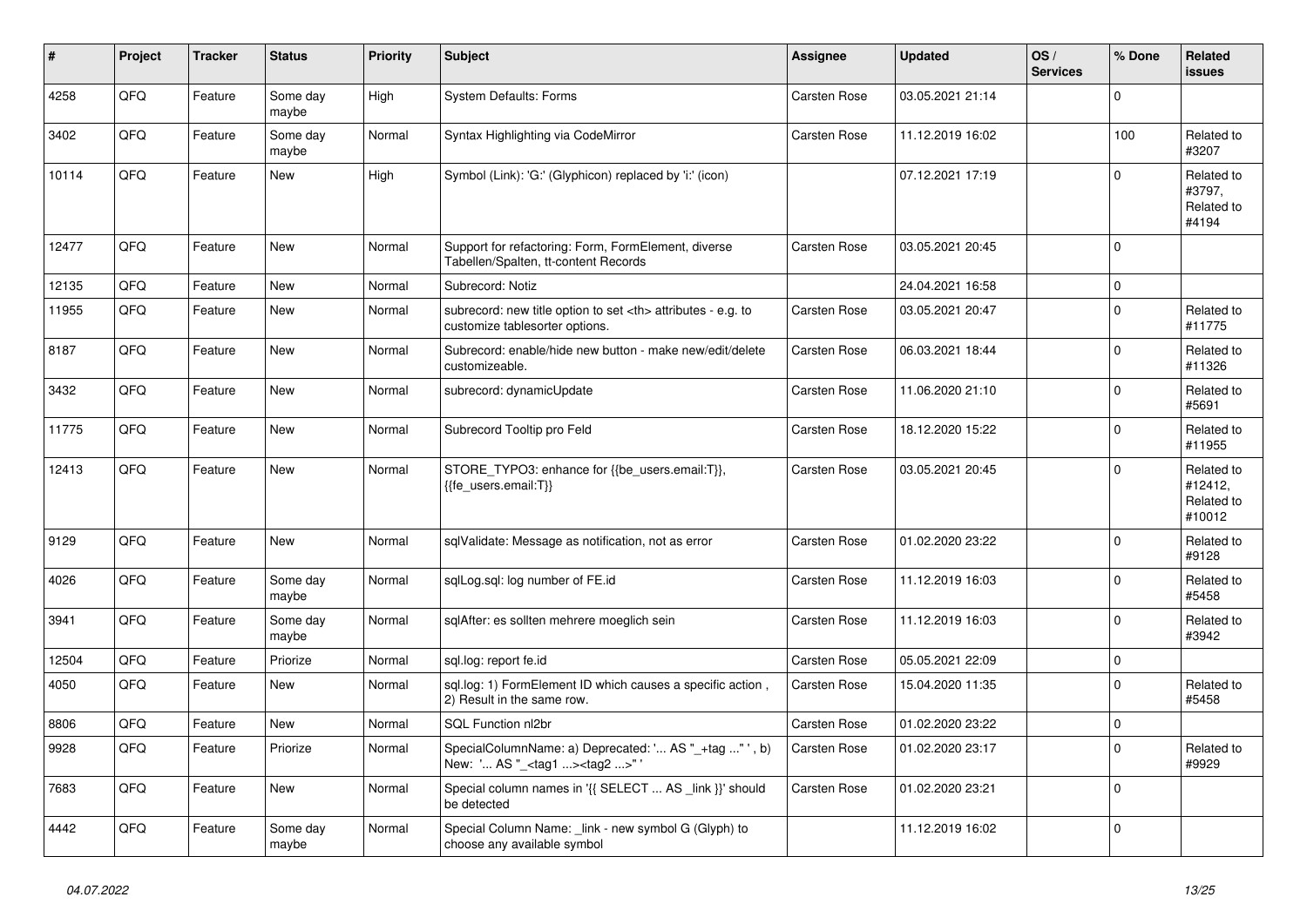| # | Project | Tracker | Status | Priority | Subject | Assignee | Updated | OS / Services | % Done | Related issues |
|---|---|---|---|---|---|---|---|---|---|---|
| 4258 | QFQ | Feature | Some day maybe | High | System Defaults: Forms | Carsten Rose | 03.05.2021 21:14 | | 0 | |
| 3402 | QFQ | Feature | Some day maybe | Normal | Syntax Highlighting via CodeMirror | Carsten Rose | 11.12.2019 16:02 | | 100 | Related to #3207 |
| 10114 | QFQ | Feature | New | High | Symbol (Link): 'G:' (Glyphicon) replaced by 'i:' (icon) | | 07.12.2021 17:19 | | 0 | Related to #3797, Related to #4194 |
| 12477 | QFQ | Feature | New | Normal | Support for refactoring: Form, FormElement, diverse Tabellen/Spalten, tt-content Records | Carsten Rose | 03.05.2021 20:45 | | 0 | |
| 12135 | QFQ | Feature | New | Normal | Subrecord: Notiz | | 24.04.2021 16:58 | | 0 | |
| 11955 | QFQ | Feature | New | Normal | subrecord: new title option to set <th> attributes - e.g. to customize tablesorter options. | Carsten Rose | 03.05.2021 20:47 | | 0 | Related to #11775 |
| 8187 | QFQ | Feature | New | Normal | Subrecord: enable/hide new button - make new/edit/delete customizeable. | Carsten Rose | 06.03.2021 18:44 | | 0 | Related to #11326 |
| 3432 | QFQ | Feature | New | Normal | subrecord: dynamicUpdate | Carsten Rose | 11.06.2020 21:10 | | 0 | Related to #5691 |
| 11775 | QFQ | Feature | New | Normal | Subrecord Tooltip pro Feld | Carsten Rose | 18.12.2020 15:22 | | 0 | Related to #11955 |
| 12413 | QFQ | Feature | New | Normal | STORE_TYPO3: enhance for {{be_users.email:T}}, {{fe_users.email:T}} | Carsten Rose | 03.05.2021 20:45 | | 0 | Related to #12412, Related to #10012 |
| 9129 | QFQ | Feature | New | Normal | sqlValidate: Message as notification, not as error | Carsten Rose | 01.02.2020 23:22 | | 0 | Related to #9128 |
| 4026 | QFQ | Feature | Some day maybe | Normal | sqlLog.sql: log number of FE.id | Carsten Rose | 11.12.2019 16:03 | | 0 | Related to #5458 |
| 3941 | QFQ | Feature | Some day maybe | Normal | sqlAfter: es sollten mehrere moeglich sein | Carsten Rose | 11.12.2019 16:03 | | 0 | Related to #3942 |
| 12504 | QFQ | Feature | Priorize | Normal | sql.log: report fe.id | Carsten Rose | 05.05.2021 22:09 | | 0 | |
| 4050 | QFQ | Feature | New | Normal | sql.log: 1) FormElement ID which causes a specific action , 2) Result in the same row. | Carsten Rose | 15.04.2020 11:35 | | 0 | Related to #5458 |
| 8806 | QFQ | Feature | New | Normal | SQL Function nl2br | Carsten Rose | 01.02.2020 23:22 | | 0 | |
| 9928 | QFQ | Feature | Priorize | Normal | SpecialColumnName: a) Deprecated: '... AS "_+tag ..." ', b) New: '... AS "_<tag1 ...><tag2 ...>" ' | Carsten Rose | 01.02.2020 23:17 | | 0 | Related to #9929 |
| 7683 | QFQ | Feature | New | Normal | Special column names in '{{ SELECT ... AS _link }}' should be detected | Carsten Rose | 01.02.2020 23:21 | | 0 | |
| 4442 | QFQ | Feature | Some day maybe | Normal | Special Column Name: _link - new symbol G (Glyph) to choose any available symbol | | 11.12.2019 16:02 | | 0 | |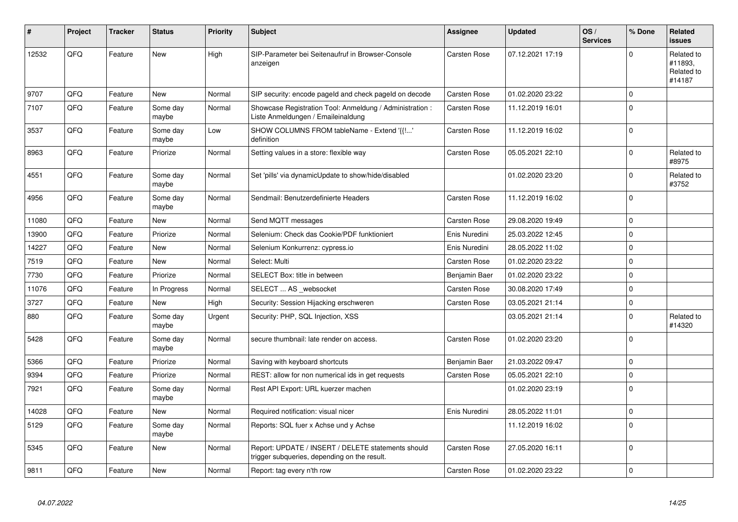| # | Project | Tracker | Status | Priority | Subject | Assignee | Updated | OS / Services | % Done | Related issues |
|---|---|---|---|---|---|---|---|---|---|---|
| 12532 | QFQ | Feature | New | High | SIP-Parameter bei Seitenaufruf in Browser-Console anzeigen | Carsten Rose | 07.12.2021 17:19 | | 0 | Related to #11893, Related to #14187 |
| 9707 | QFQ | Feature | New | Normal | SIP security: encode pageId and check pageId on decode | Carsten Rose | 01.02.2020 23:22 | | 0 | |
| 7107 | QFQ | Feature | Some day maybe | Normal | Showcase Registration Tool: Anmeldung / Administration : Liste Anmeldungen / Emaileinaldung | Carsten Rose | 11.12.2019 16:01 | | 0 | |
| 3537 | QFQ | Feature | Some day maybe | Low | SHOW COLUMNS FROM tableName - Extend '{{!...' definition | Carsten Rose | 11.12.2019 16:02 | | 0 | |
| 8963 | QFQ | Feature | Priorize | Normal | Setting values in a store: flexible way | Carsten Rose | 05.05.2021 22:10 | | 0 | Related to #8975 |
| 4551 | QFQ | Feature | Some day maybe | Normal | Set 'pills' via dynamicUpdate to show/hide/disabled | | 01.02.2020 23:20 | | 0 | Related to #3752 |
| 4956 | QFQ | Feature | Some day maybe | Normal | Sendmail: Benutzerdefinierte Headers | Carsten Rose | 11.12.2019 16:02 | | 0 | |
| 11080 | QFQ | Feature | New | Normal | Send MQTT messages | Carsten Rose | 29.08.2020 19:49 | | 0 | |
| 13900 | QFQ | Feature | Priorize | Normal | Selenium: Check das Cookie/PDF funktioniert | Enis Nuredini | 25.03.2022 12:45 | | 0 | |
| 14227 | QFQ | Feature | New | Normal | Selenium Konkurrenz: cypress.io | Enis Nuredini | 28.05.2022 11:02 | | 0 | |
| 7519 | QFQ | Feature | New | Normal | Select: Multi | Carsten Rose | 01.02.2020 23:22 | | 0 | |
| 7730 | QFQ | Feature | Priorize | Normal | SELECT Box: title in between | Benjamin Baer | 01.02.2020 23:22 | | 0 | |
| 11076 | QFQ | Feature | In Progress | Normal | SELECT ... AS _websocket | Carsten Rose | 30.08.2020 17:49 | | 0 | |
| 3727 | QFQ | Feature | New | High | Security: Session Hijacking erschweren | Carsten Rose | 03.05.2021 21:14 | | 0 | |
| 880 | QFQ | Feature | Some day maybe | Urgent | Security: PHP, SQL Injection, XSS | | 03.05.2021 21:14 | | 0 | Related to #14320 |
| 5428 | QFQ | Feature | Some day maybe | Normal | secure thumbnail: late render on access. | Carsten Rose | 01.02.2020 23:20 | | 0 | |
| 5366 | QFQ | Feature | Priorize | Normal | Saving with keyboard shortcuts | Benjamin Baer | 21.03.2022 09:47 | | 0 | |
| 9394 | QFQ | Feature | Priorize | Normal | REST: allow for non numerical ids in get requests | Carsten Rose | 05.05.2021 22:10 | | 0 | |
| 7921 | QFQ | Feature | Some day maybe | Normal | Rest API Export: URL kuerzer machen | | 01.02.2020 23:19 | | 0 | |
| 14028 | QFQ | Feature | New | Normal | Required notification: visual nicer | Enis Nuredini | 28.05.2022 11:01 | | 0 | |
| 5129 | QFQ | Feature | Some day maybe | Normal | Reports: SQL fuer x Achse und y Achse | | 11.12.2019 16:02 | | 0 | |
| 5345 | QFQ | Feature | New | Normal | Report: UPDATE / INSERT / DELETE statements should trigger subqueries, depending on the result. | Carsten Rose | 27.05.2020 16:11 | | 0 | |
| 9811 | QFQ | Feature | New | Normal | Report: tag every n'th row | Carsten Rose | 01.02.2020 23:22 | | 0 | |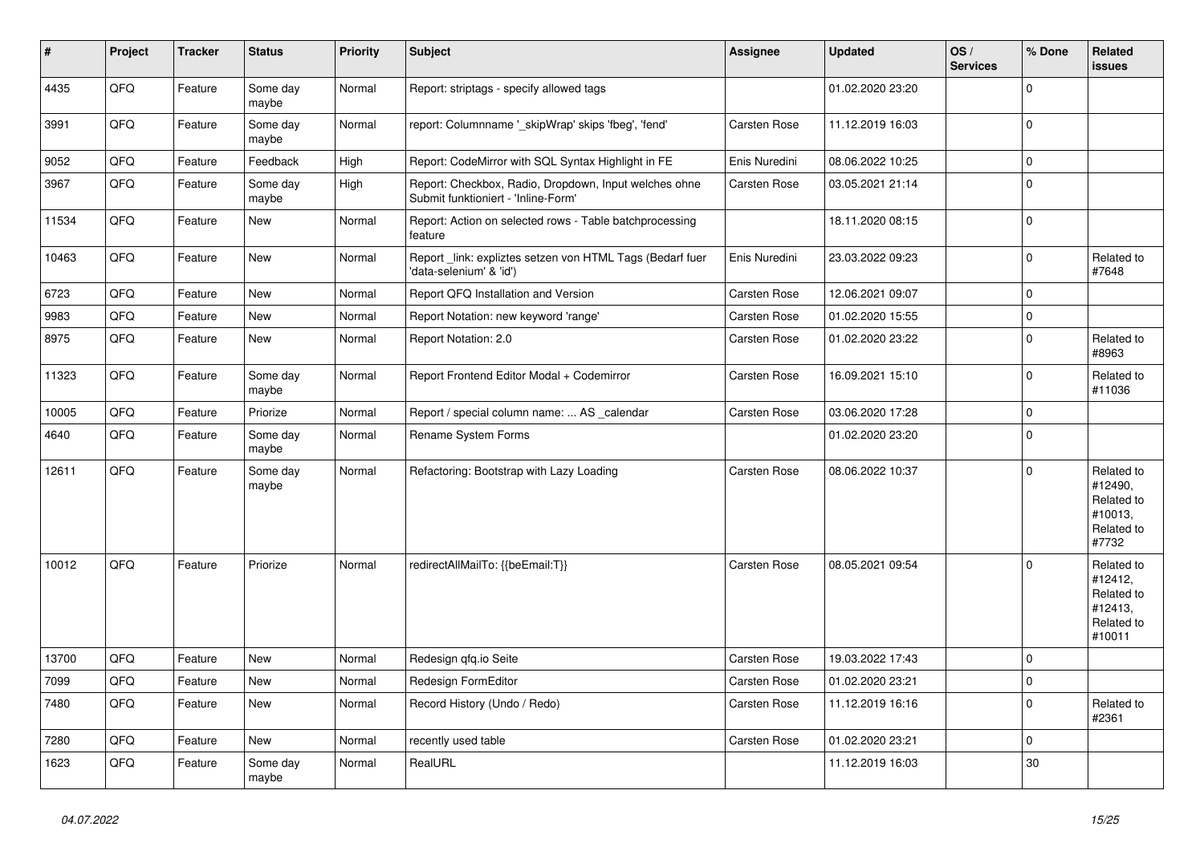| # | Project | Tracker | Status | Priority | Subject | Assignee | Updated | OS / Services | % Done | Related issues |
|---|---|---|---|---|---|---|---|---|---|---|
| 4435 | QFQ | Feature | Some day maybe | Normal | Report: striptags - specify allowed tags | | 01.02.2020 23:20 | | 0 | |
| 3991 | QFQ | Feature | Some day maybe | Normal | report: Columnname '_skipWrap' skips 'fbeg', 'fend' | Carsten Rose | 11.12.2019 16:03 | | 0 | |
| 9052 | QFQ | Feature | Feedback | High | Report: CodeMirror with SQL Syntax Highlight in FE | Enis Nuredini | 08.06.2022 10:25 | | 0 | |
| 3967 | QFQ | Feature | Some day maybe | High | Report: Checkbox, Radio, Dropdown, Input welches ohne Submit funktioniert - 'Inline-Form' | Carsten Rose | 03.05.2021 21:14 | | 0 | |
| 11534 | QFQ | Feature | New | Normal | Report: Action on selected rows - Table batchprocessing feature | | 18.11.2020 08:15 | | 0 | |
| 10463 | QFQ | Feature | New | Normal | Report _link: expliztes setzen von HTML Tags (Bedarf fuer 'data-selenium' & 'id') | Enis Nuredini | 23.03.2022 09:23 | | 0 | Related to #7648 |
| 6723 | QFQ | Feature | New | Normal | Report QFQ Installation and Version | Carsten Rose | 12.06.2021 09:07 | | 0 | |
| 9983 | QFQ | Feature | New | Normal | Report Notation: new keyword 'range' | Carsten Rose | 01.02.2020 15:55 | | 0 | |
| 8975 | QFQ | Feature | New | Normal | Report Notation: 2.0 | Carsten Rose | 01.02.2020 23:22 | | 0 | Related to #8963 |
| 11323 | QFQ | Feature | Some day maybe | Normal | Report Frontend Editor Modal + Codemirror | Carsten Rose | 16.09.2021 15:10 | | 0 | Related to #11036 |
| 10005 | QFQ | Feature | Priorize | Normal | Report / special column name: ... AS _calendar | Carsten Rose | 03.06.2020 17:28 | | 0 | |
| 4640 | QFQ | Feature | Some day maybe | Normal | Rename System Forms | | 01.02.2020 23:20 | | 0 | |
| 12611 | QFQ | Feature | Some day maybe | Normal | Refactoring: Bootstrap with Lazy Loading | Carsten Rose | 08.06.2022 10:37 | | 0 | Related to #12490, Related to #10013, Related to #7732 |
| 10012 | QFQ | Feature | Priorize | Normal | redirectAllMailTo: {{beEmail:T}} | Carsten Rose | 08.05.2021 09:54 | | 0 | Related to #12412, Related to #12413, Related to #10011 |
| 13700 | QFQ | Feature | New | Normal | Redesign qfq.io Seite | Carsten Rose | 19.03.2022 17:43 | | 0 | |
| 7099 | QFQ | Feature | New | Normal | Redesign FormEditor | Carsten Rose | 01.02.2020 23:21 | | 0 | |
| 7480 | QFQ | Feature | New | Normal | Record History (Undo / Redo) | Carsten Rose | 11.12.2019 16:16 | | 0 | Related to #2361 |
| 7280 | QFQ | Feature | New | Normal | recently used table | Carsten Rose | 01.02.2020 23:21 | | 0 | |
| 1623 | QFQ | Feature | Some day maybe | Normal | RealURL | | 11.12.2019 16:03 | | 30 | |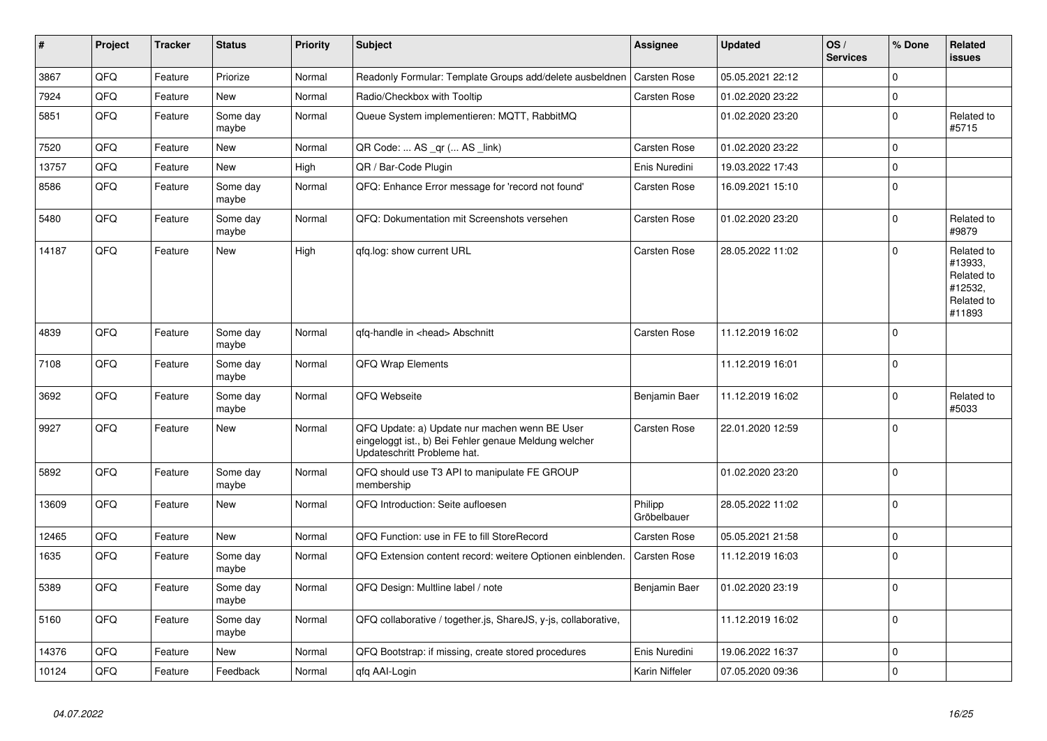| # | Project | Tracker | Status | Priority | Subject | Assignee | Updated | OS / Services | % Done | Related issues |
|---|---|---|---|---|---|---|---|---|---|---|
| 3867 | QFQ | Feature | Priorize | Normal | Readonly Formular: Template Groups add/delete ausbeldnen | Carsten Rose | 05.05.2021 22:12 | | 0 | |
| 7924 | QFQ | Feature | New | Normal | Radio/Checkbox with Tooltip | Carsten Rose | 01.02.2020 23:22 | | 0 | |
| 5851 | QFQ | Feature | Some day maybe | Normal | Queue System implementieren: MQTT, RabbitMQ | | 01.02.2020 23:20 | | 0 | Related to #5715 |
| 7520 | QFQ | Feature | New | Normal | QR Code: ... AS _qr ( ... AS _link) | Carsten Rose | 01.02.2020 23:22 | | 0 | |
| 13757 | QFQ | Feature | New | High | QR / Bar-Code Plugin | Enis Nuredini | 19.03.2022 17:43 | | 0 | |
| 8586 | QFQ | Feature | Some day maybe | Normal | QFQ: Enhance Error message for 'record not found' | Carsten Rose | 16.09.2021 15:10 | | 0 | |
| 5480 | QFQ | Feature | Some day maybe | Normal | QFQ: Dokumentation mit Screenshots versehen | Carsten Rose | 01.02.2020 23:20 | | 0 | Related to #9879 |
| 14187 | QFQ | Feature | New | High | qfq.log: show current URL | Carsten Rose | 28.05.2022 11:02 | | 0 | Related to #13933, Related to #12532, Related to #11893 |
| 4839 | QFQ | Feature | Some day maybe | Normal | qfq-handle in <head> Abschnitt | Carsten Rose | 11.12.2019 16:02 | | 0 | |
| 7108 | QFQ | Feature | Some day maybe | Normal | QFQ Wrap Elements | | 11.12.2019 16:01 | | 0 | |
| 3692 | QFQ | Feature | Some day maybe | Normal | QFQ Webseite | Benjamin Baer | 11.12.2019 16:02 | | 0 | Related to #5033 |
| 9927 | QFQ | Feature | New | Normal | QFQ Update: a) Update nur machen wenn BE User eingeloggt ist., b) Bei Fehler genaue Meldung welcher Updateschritt Probleme hat. | Carsten Rose | 22.01.2020 12:59 | | 0 | |
| 5892 | QFQ | Feature | Some day maybe | Normal | QFQ should use T3 API to manipulate FE GROUP membership | | 01.02.2020 23:20 | | 0 | |
| 13609 | QFQ | Feature | New | Normal | QFQ Introduction: Seite aufloesen | Philipp Gröbelbauer | 28.05.2022 11:02 | | 0 | |
| 12465 | QFQ | Feature | New | Normal | QFQ Function: use in FE to fill StoreRecord | Carsten Rose | 05.05.2021 21:58 | | 0 | |
| 1635 | QFQ | Feature | Some day maybe | Normal | QFQ Extension content record: weitere Optionen einblenden. | Carsten Rose | 11.12.2019 16:03 | | 0 | |
| 5389 | QFQ | Feature | Some day maybe | Normal | QFQ Design: Multline label / note | Benjamin Baer | 01.02.2020 23:19 | | 0 | |
| 5160 | QFQ | Feature | Some day maybe | Normal | QFQ collaborative / together.js, ShareJS, y-js, collaborative, | | 11.12.2019 16:02 | | 0 | |
| 14376 | QFQ | Feature | New | Normal | QFQ Bootstrap: if missing, create stored procedures | Enis Nuredini | 19.06.2022 16:37 | | 0 | |
| 10124 | QFQ | Feature | Feedback | Normal | qfq AAI-Login | Karin Niffeler | 07.05.2020 09:36 | | 0 | |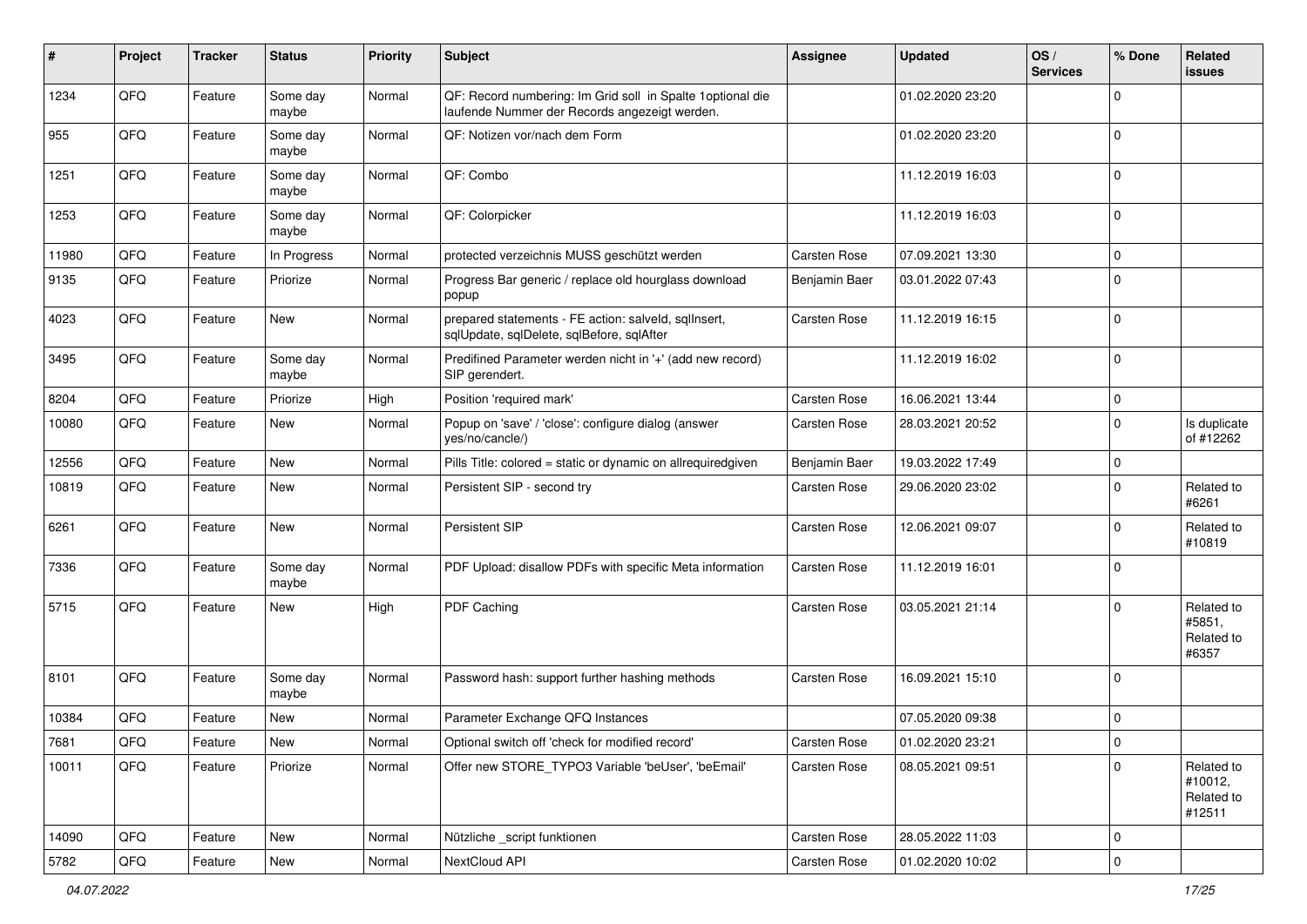| # | Project | Tracker | Status | Priority | Subject | Assignee | Updated | OS / Services | % Done | Related issues |
|---|---|---|---|---|---|---|---|---|---|---|
| 1234 | QFQ | Feature | Some day maybe | Normal | QF: Record numbering: Im Grid soll in Spalte 1optional die laufende Nummer der Records angezeigt werden. |  | 01.02.2020 23:20 |  | 0 |  |
| 955 | QFQ | Feature | Some day maybe | Normal | QF: Notizen vor/nach dem Form |  | 01.02.2020 23:20 |  | 0 |  |
| 1251 | QFQ | Feature | Some day maybe | Normal | QF: Combo |  | 11.12.2019 16:03 |  | 0 |  |
| 1253 | QFQ | Feature | Some day maybe | Normal | QF: Colorpicker |  | 11.12.2019 16:03 |  | 0 |  |
| 11980 | QFQ | Feature | In Progress | Normal | protected verzeichnis MUSS geschützt werden | Carsten Rose | 07.09.2021 13:30 |  | 0 |  |
| 9135 | QFQ | Feature | Priorize | Normal | Progress Bar generic / replace old hourglass download popup | Benjamin Baer | 03.01.2022 07:43 |  | 0 |  |
| 4023 | QFQ | Feature | New | Normal | prepared statements - FE action: salveld, sqlInsert, sqlUpdate, sqlDelete, sqlBefore, sqlAfter | Carsten Rose | 11.12.2019 16:15 |  | 0 |  |
| 3495 | QFQ | Feature | Some day maybe | Normal | Predifined Parameter werden nicht in '+' (add new record) SIP gerendert. |  | 11.12.2019 16:02 |  | 0 |  |
| 8204 | QFQ | Feature | Priorize | High | Position 'required mark' | Carsten Rose | 16.06.2021 13:44 |  | 0 |  |
| 10080 | QFQ | Feature | New | Normal | Popup on 'save' / 'close': configure dialog (answer yes/no/cancle/) | Carsten Rose | 28.03.2021 20:52 |  | 0 | Is duplicate of #12262 |
| 12556 | QFQ | Feature | New | Normal | Pills Title: colored = static or dynamic on allrequiredgiven | Benjamin Baer | 19.03.2022 17:49 |  | 0 |  |
| 10819 | QFQ | Feature | New | Normal | Persistent SIP - second try | Carsten Rose | 29.06.2020 23:02 |  | 0 | Related to #6261 |
| 6261 | QFQ | Feature | New | Normal | Persistent SIP | Carsten Rose | 12.06.2021 09:07 |  | 0 | Related to #10819 |
| 7336 | QFQ | Feature | Some day maybe | Normal | PDF Upload: disallow PDFs with specific Meta information | Carsten Rose | 11.12.2019 16:01 |  | 0 |  |
| 5715 | QFQ | Feature | New | High | PDF Caching | Carsten Rose | 03.05.2021 21:14 |  | 0 | Related to #5851, Related to #6357 |
| 8101 | QFQ | Feature | Some day maybe | Normal | Password hash: support further hashing methods | Carsten Rose | 16.09.2021 15:10 |  | 0 |  |
| 10384 | QFQ | Feature | New | Normal | Parameter Exchange QFQ Instances |  | 07.05.2020 09:38 |  | 0 |  |
| 7681 | QFQ | Feature | New | Normal | Optional switch off 'check for modified record' | Carsten Rose | 01.02.2020 23:21 |  | 0 |  |
| 10011 | QFQ | Feature | Priorize | Normal | Offer new STORE_TYPO3 Variable 'beUser', 'beEmail' | Carsten Rose | 08.05.2021 09:51 |  | 0 | Related to #10012, Related to #12511 |
| 14090 | QFQ | Feature | New | Normal | Nützliche _script funktionen | Carsten Rose | 28.05.2022 11:03 |  | 0 |  |
| 5782 | QFQ | Feature | New | Normal | NextCloud API | Carsten Rose | 01.02.2020 10:02 |  | 0 |  |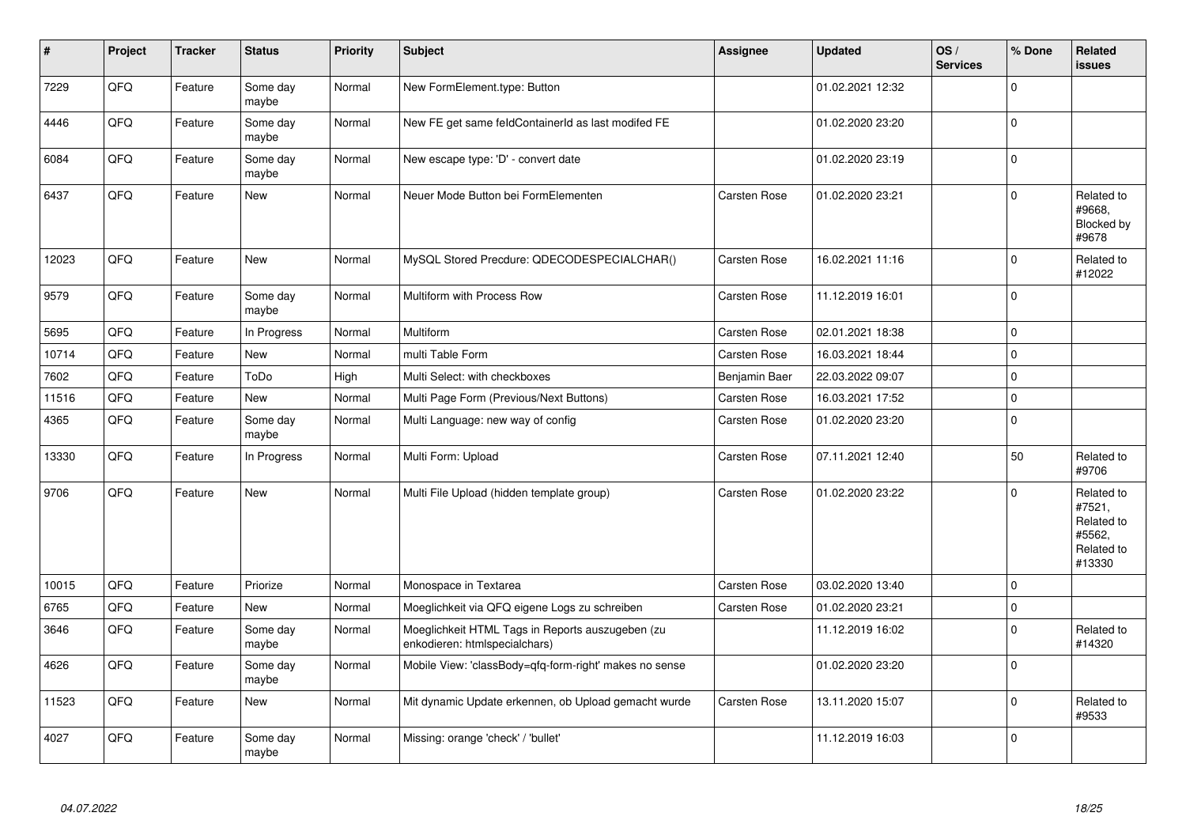| # | Project | Tracker | Status | Priority | Subject | Assignee | Updated | OS / Services | % Done | Related issues |
|---|---|---|---|---|---|---|---|---|---|---|
| 7229 | QFQ | Feature | Some day maybe | Normal | New FormElement.type: Button | | 01.02.2021 12:32 | | 0 | |
| 4446 | QFQ | Feature | Some day maybe | Normal | New FE get same feldContainerId as last modifed FE | | 01.02.2020 23:20 | | 0 | |
| 6084 | QFQ | Feature | Some day maybe | Normal | New escape type: 'D' - convert date | | 01.02.2020 23:19 | | 0 | |
| 6437 | QFQ | Feature | New | Normal | Neuer Mode Button bei FormElementen | Carsten Rose | 01.02.2020 23:21 | | 0 | Related to #9668, Blocked by #9678 |
| 12023 | QFQ | Feature | New | Normal | MySQL Stored Precdure: QDECODESPECIALCHAR() | Carsten Rose | 16.02.2021 11:16 | | 0 | Related to #12022 |
| 9579 | QFQ | Feature | Some day maybe | Normal | Multiform with Process Row | Carsten Rose | 11.12.2019 16:01 | | 0 | |
| 5695 | QFQ | Feature | In Progress | Normal | Multiform | Carsten Rose | 02.01.2021 18:38 | | 0 | |
| 10714 | QFQ | Feature | New | Normal | multi Table Form | Carsten Rose | 16.03.2021 18:44 | | 0 | |
| 7602 | QFQ | Feature | ToDo | High | Multi Select: with checkboxes | Benjamin Baer | 22.03.2022 09:07 | | 0 | |
| 11516 | QFQ | Feature | New | Normal | Multi Page Form (Previous/Next Buttons) | Carsten Rose | 16.03.2021 17:52 | | 0 | |
| 4365 | QFQ | Feature | Some day maybe | Normal | Multi Language: new way of config | Carsten Rose | 01.02.2020 23:20 | | 0 | |
| 13330 | QFQ | Feature | In Progress | Normal | Multi Form: Upload | Carsten Rose | 07.11.2021 12:40 | | 50 | Related to #9706 |
| 9706 | QFQ | Feature | New | Normal | Multi File Upload (hidden template group) | Carsten Rose | 01.02.2020 23:22 | | 0 | Related to #7521, Related to #5562, Related to #13330 |
| 10015 | QFQ | Feature | Priorize | Normal | Monospace in Textarea | Carsten Rose | 03.02.2020 13:40 | | 0 | |
| 6765 | QFQ | Feature | New | Normal | Moeglichkeit via QFQ eigene Logs zu schreiben | Carsten Rose | 01.02.2020 23:21 | | 0 | |
| 3646 | QFQ | Feature | Some day maybe | Normal | Moeglichkeit HTML Tags in Reports auszugeben (zu enkodieren: htmlspecialchars) | | 11.12.2019 16:02 | | 0 | Related to #14320 |
| 4626 | QFQ | Feature | Some day maybe | Normal | Mobile View: 'classBody=qfq-form-right' makes no sense | | 01.02.2020 23:20 | | 0 | |
| 11523 | QFQ | Feature | New | Normal | Mit dynamic Update erkennen, ob Upload gemacht wurde | Carsten Rose | 13.11.2020 15:07 | | 0 | Related to #9533 |
| 4027 | QFQ | Feature | Some day maybe | Normal | Missing: orange 'check' / 'bullet' | | 11.12.2019 16:03 | | 0 | |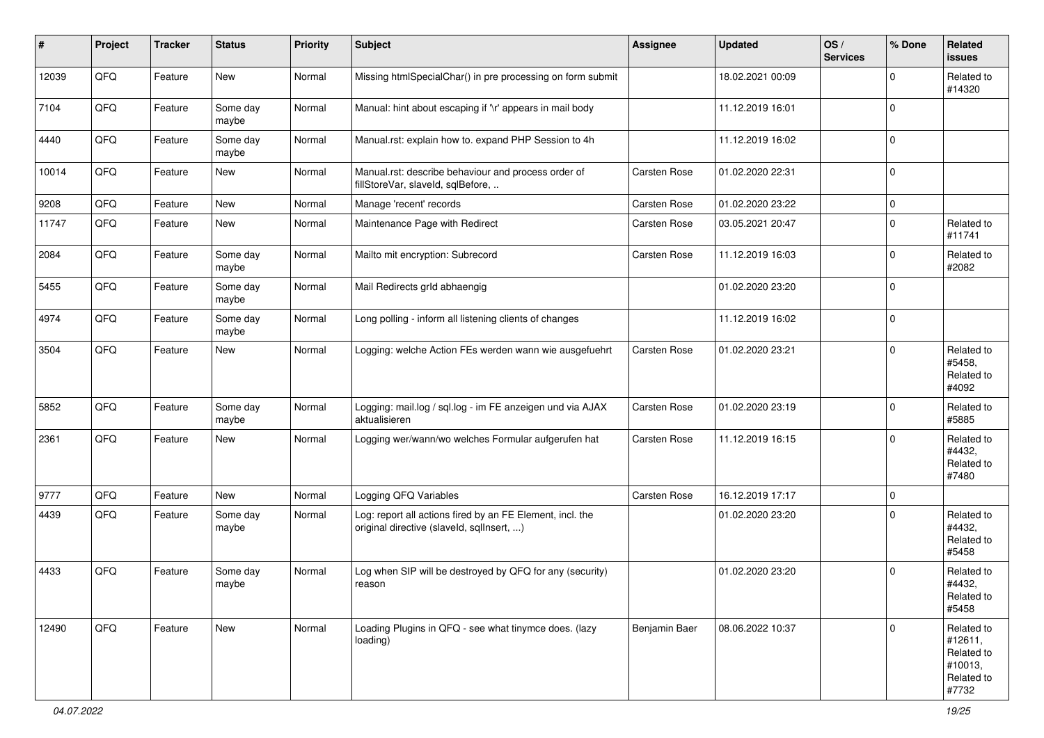| # | Project | Tracker | Status | Priority | Subject | Assignee | Updated | OS / Services | % Done | Related issues |
|---|---|---|---|---|---|---|---|---|---|---|
| 12039 | QFQ | Feature | New | Normal | Missing htmlSpecialChar() in pre processing on form submit | | 18.02.2021 00:09 | | 0 | Related to #14320 |
| 7104 | QFQ | Feature | Some day maybe | Normal | Manual: hint about escaping if '\r' appears in mail body | | 11.12.2019 16:01 | | 0 | |
| 4440 | QFQ | Feature | Some day maybe | Normal | Manual.rst: explain how to. expand PHP Session to 4h | | 11.12.2019 16:02 | | 0 | |
| 10014 | QFQ | Feature | New | Normal | Manual.rst: describe behaviour and process order of fillStoreVar, slaveId, sqlBefore, .. | Carsten Rose | 01.02.2020 22:31 | | 0 | |
| 9208 | QFQ | Feature | New | Normal | Manage 'recent' records | Carsten Rose | 01.02.2020 23:22 | | 0 | |
| 11747 | QFQ | Feature | New | Normal | Maintenance Page with Redirect | Carsten Rose | 03.05.2021 20:47 | | 0 | Related to #11741 |
| 2084 | QFQ | Feature | Some day maybe | Normal | Mailto mit encryption: Subrecord | Carsten Rose | 11.12.2019 16:03 | | 0 | Related to #2082 |
| 5455 | QFQ | Feature | Some day maybe | Normal | Mail Redirects grId abhaengig | | 01.02.2020 23:20 | | 0 | |
| 4974 | QFQ | Feature | Some day maybe | Normal | Long polling - inform all listening clients of changes | | 11.12.2019 16:02 | | 0 | |
| 3504 | QFQ | Feature | New | Normal | Logging: welche Action FEs werden wann wie ausgefuehrt | Carsten Rose | 01.02.2020 23:21 | | 0 | Related to #5458, Related to #4092 |
| 5852 | QFQ | Feature | Some day maybe | Normal | Logging: mail.log / sql.log - im FE anzeigen und via AJAX aktualisieren | Carsten Rose | 01.02.2020 23:19 | | 0 | Related to #5885 |
| 2361 | QFQ | Feature | New | Normal | Logging wer/wann/wo welches Formular aufgerufen hat | Carsten Rose | 11.12.2019 16:15 | | 0 | Related to #4432, Related to #7480 |
| 9777 | QFQ | Feature | New | Normal | Logging QFQ Variables | Carsten Rose | 16.12.2019 17:17 | | 0 | |
| 4439 | QFQ | Feature | Some day maybe | Normal | Log: report all actions fired by an FE Element, incl. the original directive (slaveId, sqlInsert, ...) | | 01.02.2020 23:20 | | 0 | Related to #4432, Related to #5458 |
| 4433 | QFQ | Feature | Some day maybe | Normal | Log when SIP will be destroyed by QFQ for any (security) reason | | 01.02.2020 23:20 | | 0 | Related to #4432, Related to #5458 |
| 12490 | QFQ | Feature | New | Normal | Loading Plugins in QFQ - see what tinymce does. (lazy loading) | Benjamin Baer | 08.06.2022 10:37 | | 0 | Related to #12611, Related to #10013, Related to #7732 |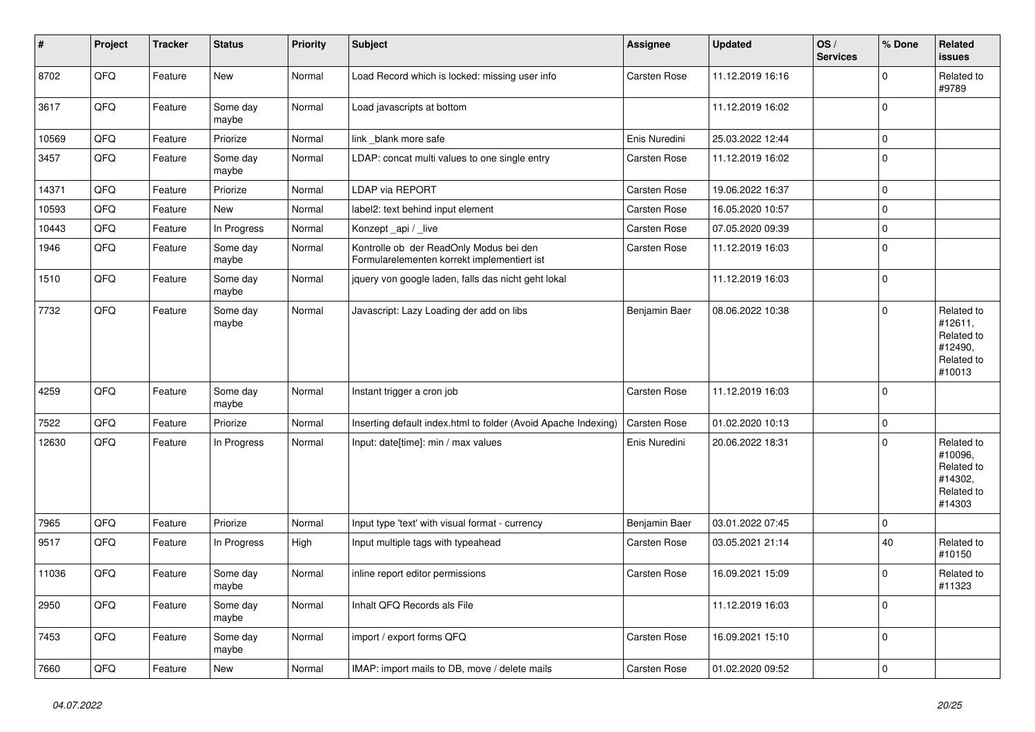| # | Project | Tracker | Status | Priority | Subject | Assignee | Updated | OS / Services | % Done | Related issues |
|---|---|---|---|---|---|---|---|---|---|---|
| 8702 | QFQ | Feature | New | Normal | Load Record which is locked: missing user info | Carsten Rose | 11.12.2019 16:16 | | 0 | Related to #9789 |
| 3617 | QFQ | Feature | Some day maybe | Normal | Load javascripts at bottom | | 11.12.2019 16:02 | | 0 | |
| 10569 | QFQ | Feature | Priorize | Normal | link _blank more safe | Enis Nuredini | 25.03.2022 12:44 | | 0 | |
| 3457 | QFQ | Feature | Some day maybe | Normal | LDAP: concat multi values to one single entry | Carsten Rose | 11.12.2019 16:02 | | 0 | |
| 14371 | QFQ | Feature | Priorize | Normal | LDAP via REPORT | Carsten Rose | 19.06.2022 16:37 | | 0 | |
| 10593 | QFQ | Feature | New | Normal | label2: text behind input element | Carsten Rose | 16.05.2020 10:57 | | 0 | |
| 10443 | QFQ | Feature | In Progress | Normal | Konzept _api / _live | Carsten Rose | 07.05.2020 09:39 | | 0 | |
| 1946 | QFQ | Feature | Some day maybe | Normal | Kontrolle ob der ReadOnly Modus bei den Formularelementen korrekt implementiert ist | Carsten Rose | 11.12.2019 16:03 | | 0 | |
| 1510 | QFQ | Feature | Some day maybe | Normal | jquery von google laden, falls das nicht geht lokal | | 11.12.2019 16:03 | | 0 | |
| 7732 | QFQ | Feature | Some day maybe | Normal | Javascript: Lazy Loading der add on libs | Benjamin Baer | 08.06.2022 10:38 | | 0 | Related to #12611, Related to #12490, Related to #10013 |
| 4259 | QFQ | Feature | Some day maybe | Normal | Instant trigger a cron job | Carsten Rose | 11.12.2019 16:03 | | 0 | |
| 7522 | QFQ | Feature | Priorize | Normal | Inserting default index.html to folder (Avoid Apache Indexing) | Carsten Rose | 01.02.2020 10:13 | | 0 | |
| 12630 | QFQ | Feature | In Progress | Normal | Input: date[time]: min / max values | Enis Nuredini | 20.06.2022 18:31 | | 0 | Related to #10096, Related to #14302, Related to #14303 |
| 7965 | QFQ | Feature | Priorize | Normal | Input type 'text' with visual format - currency | Benjamin Baer | 03.01.2022 07:45 | | 0 | |
| 9517 | QFQ | Feature | In Progress | High | Input multiple tags with typeahead | Carsten Rose | 03.05.2021 21:14 | | 40 | Related to #10150 |
| 11036 | QFQ | Feature | Some day maybe | Normal | inline report editor permissions | Carsten Rose | 16.09.2021 15:09 | | 0 | Related to #11323 |
| 2950 | QFQ | Feature | Some day maybe | Normal | Inhalt QFQ Records als File | | 11.12.2019 16:03 | | 0 | |
| 7453 | QFQ | Feature | Some day maybe | Normal | import / export forms QFQ | Carsten Rose | 16.09.2021 15:10 | | 0 | |
| 7660 | QFQ | Feature | New | Normal | IMAP: import mails to DB, move / delete mails | Carsten Rose | 01.02.2020 09:52 | | 0 | |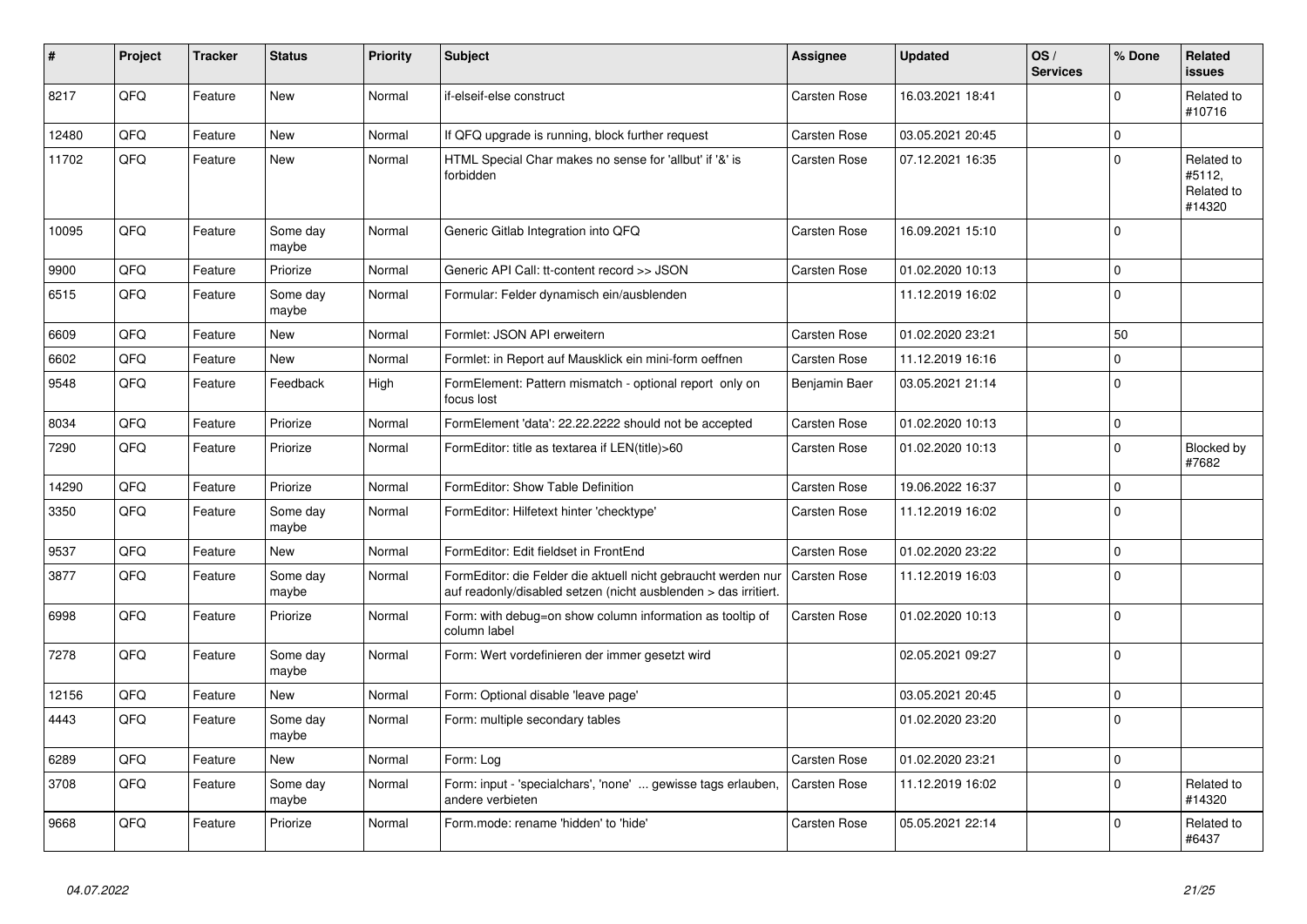| # | Project | Tracker | Status | Priority | Subject | Assignee | Updated | OS / Services | % Done | Related issues |
|---|---|---|---|---|---|---|---|---|---|---|
| 8217 | QFQ | Feature | New | Normal | if-elseif-else construct | Carsten Rose | 16.03.2021 18:41 | | 0 | Related to #10716 |
| 12480 | QFQ | Feature | New | Normal | If QFQ upgrade is running, block further request | Carsten Rose | 03.05.2021 20:45 | | 0 | |
| 11702 | QFQ | Feature | New | Normal | HTML Special Char makes no sense for 'allbut' if '&' is forbidden | Carsten Rose | 07.12.2021 16:35 | | 0 | Related to #5112, Related to #14320 |
| 10095 | QFQ | Feature | Some day maybe | Normal | Generic Gitlab Integration into QFQ | Carsten Rose | 16.09.2021 15:10 | | 0 | |
| 9900 | QFQ | Feature | Priorize | Normal | Generic API Call: tt-content record >> JSON | Carsten Rose | 01.02.2020 10:13 | | 0 | |
| 6515 | QFQ | Feature | Some day maybe | Normal | Formular: Felder dynamisch ein/ausblenden | | 11.12.2019 16:02 | | 0 | |
| 6609 | QFQ | Feature | New | Normal | Formlet: JSON API erweitern | Carsten Rose | 01.02.2020 23:21 | | 50 | |
| 6602 | QFQ | Feature | New | Normal | Formlet: in Report auf Mausklick ein mini-form oeffnen | Carsten Rose | 11.12.2019 16:16 | | 0 | |
| 9548 | QFQ | Feature | Feedback | High | FormElement: Pattern mismatch - optional report only on focus lost | Benjamin Baer | 03.05.2021 21:14 | | 0 | |
| 8034 | QFQ | Feature | Priorize | Normal | FormElement 'data': 22.22.2222 should not be accepted | Carsten Rose | 01.02.2020 10:13 | | 0 | |
| 7290 | QFQ | Feature | Priorize | Normal | FormEditor: title as textarea if LEN(title)>60 | Carsten Rose | 01.02.2020 10:13 | | 0 | Blocked by #7682 |
| 14290 | QFQ | Feature | Priorize | Normal | FormEditor: Show Table Definition | Carsten Rose | 19.06.2022 16:37 | | 0 | |
| 3350 | QFQ | Feature | Some day maybe | Normal | FormEditor: Hilfetext hinter 'checktype' | Carsten Rose | 11.12.2019 16:02 | | 0 | |
| 9537 | QFQ | Feature | New | Normal | FormEditor: Edit fieldset in FrontEnd | Carsten Rose | 01.02.2020 23:22 | | 0 | |
| 3877 | QFQ | Feature | Some day maybe | Normal | FormEditor: die Felder die aktuell nicht gebraucht werden nur auf readonly/disabled setzen (nicht ausblenden > das irritiert. | Carsten Rose | 11.12.2019 16:03 | | 0 | |
| 6998 | QFQ | Feature | Priorize | Normal | Form: with debug=on show column information as tooltip of column label | Carsten Rose | 01.02.2020 10:13 | | 0 | |
| 7278 | QFQ | Feature | Some day maybe | Normal | Form: Wert vordefinieren der immer gesetzt wird | | 02.05.2021 09:27 | | 0 | |
| 12156 | QFQ | Feature | New | Normal | Form: Optional disable 'leave page' | | 03.05.2021 20:45 | | 0 | |
| 4443 | QFQ | Feature | Some day maybe | Normal | Form: multiple secondary tables | | 01.02.2020 23:20 | | 0 | |
| 6289 | QFQ | Feature | New | Normal | Form: Log | Carsten Rose | 01.02.2020 23:21 | | 0 | |
| 3708 | QFQ | Feature | Some day maybe | Normal | Form: input - 'specialchars', 'none' ... gewisse tags erlauben, andere verbieten | Carsten Rose | 11.12.2019 16:02 | | 0 | Related to #14320 |
| 9668 | QFQ | Feature | Priorize | Normal | Form.mode: rename 'hidden' to 'hide' | Carsten Rose | 05.05.2021 22:14 | | 0 | Related to #6437 |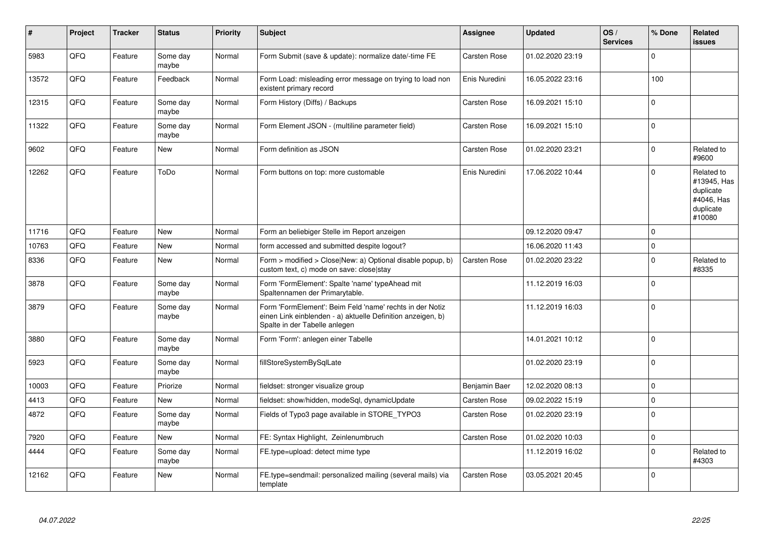| # | Project | Tracker | Status | Priority | Subject | Assignee | Updated | OS / Services | % Done | Related issues |
|---|---|---|---|---|---|---|---|---|---|---|
| 5983 | QFQ | Feature | Some day maybe | Normal | Form Submit (save & update): normalize date/-time FE | Carsten Rose | 01.02.2020 23:19 | | 0 | |
| 13572 | QFQ | Feature | Feedback | Normal | Form Load: misleading error message on trying to load non existent primary record | Enis Nuredini | 16.05.2022 23:16 | | 100 | |
| 12315 | QFQ | Feature | Some day maybe | Normal | Form History (Diffs) / Backups | Carsten Rose | 16.09.2021 15:10 | | 0 | |
| 11322 | QFQ | Feature | Some day maybe | Normal | Form Element JSON - (multiline parameter field) | Carsten Rose | 16.09.2021 15:10 | | 0 | |
| 9602 | QFQ | Feature | New | Normal | Form definition as JSON | Carsten Rose | 01.02.2020 23:21 | | 0 | Related to #9600 |
| 12262 | QFQ | Feature | ToDo | Normal | Form buttons on top: more customable | Enis Nuredini | 17.06.2022 10:44 | | 0 | Related to #13945, Has duplicate #4046, Has duplicate #10080 |
| 11716 | QFQ | Feature | New | Normal | Form an beliebiger Stelle im Report anzeigen | | 09.12.2020 09:47 | | 0 | |
| 10763 | QFQ | Feature | New | Normal | form accessed and submitted despite logout? | | 16.06.2020 11:43 | | 0 | |
| 8336 | QFQ | Feature | New | Normal | Form > modified > Close\|New: a) Optional disable popup, b) custom text, c) mode on save: close\|stay | Carsten Rose | 01.02.2020 23:22 | | 0 | Related to #8335 |
| 3878 | QFQ | Feature | Some day maybe | Normal | Form 'FormElement': Spalte 'name' typeAhead mit Spaltennamen der Primarytable. | | 11.12.2019 16:03 | | 0 | |
| 3879 | QFQ | Feature | Some day maybe | Normal | Form 'FormElement': Beim Feld 'name' rechts in der Notiz einen Link einblenden - a) aktuelle Definition anzeigen, b) Spalte in der Tabelle anlegen | | 11.12.2019 16:03 | | 0 | |
| 3880 | QFQ | Feature | Some day maybe | Normal | Form 'Form': anlegen einer Tabelle | | 14.01.2021 10:12 | | 0 | |
| 5923 | QFQ | Feature | Some day maybe | Normal | fillStoreSystemBySqlLate | | 01.02.2020 23:19 | | 0 | |
| 10003 | QFQ | Feature | Priorize | Normal | fieldset: stronger visualize group | Benjamin Baer | 12.02.2020 08:13 | | 0 | |
| 4413 | QFQ | Feature | New | Normal | fieldset: show/hidden, modeSql, dynamicUpdate | Carsten Rose | 09.02.2022 15:19 | | 0 | |
| 4872 | QFQ | Feature | Some day maybe | Normal | Fields of Typo3 page available in STORE_TYPO3 | Carsten Rose | 01.02.2020 23:19 | | 0 | |
| 7920 | QFQ | Feature | New | Normal | FE: Syntax Highlight, Zeinlenumbruch | Carsten Rose | 01.02.2020 10:03 | | 0 | |
| 4444 | QFQ | Feature | Some day maybe | Normal | FE.type=upload: detect mime type | | 11.12.2019 16:02 | | 0 | Related to #4303 |
| 12162 | QFQ | Feature | New | Normal | FE.type=sendmail: personalized mailing (several mails) via template | Carsten Rose | 03.05.2021 20:45 | | 0 | |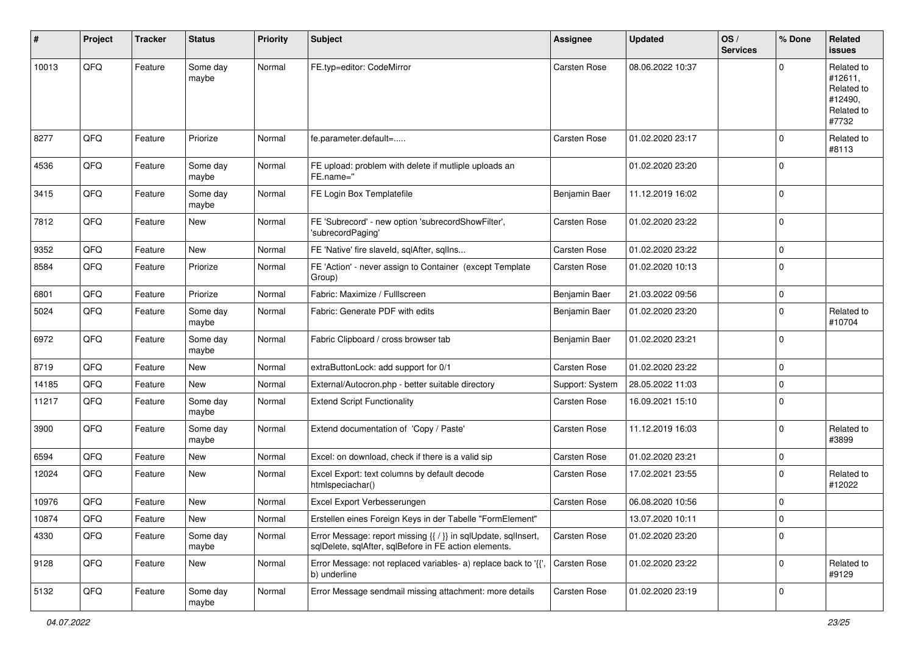| # | Project | Tracker | Status | Priority | Subject | Assignee | Updated | OS / Services | % Done | Related issues |
|---|---|---|---|---|---|---|---|---|---|---|
| 10013 | QFQ | Feature | Some day maybe | Normal | FE.typ=editor: CodeMirror | Carsten Rose | 08.06.2022 10:37 | | 0 | Related to #12611, Related to #12490, Related to #7732 |
| 8277 | QFQ | Feature | Priorize | Normal | fe.parameter.default=..... | Carsten Rose | 01.02.2020 23:17 | | 0 | Related to #8113 |
| 4536 | QFQ | Feature | Some day maybe | Normal | FE upload: problem with delete if mutliple uploads an FE.name='' | | 01.02.2020 23:20 | | 0 | |
| 3415 | QFQ | Feature | Some day maybe | Normal | FE Login Box Templatefile | Benjamin Baer | 11.12.2019 16:02 | | 0 | |
| 7812 | QFQ | Feature | New | Normal | FE 'Subrecord' - new option 'subrecordShowFilter', 'subrecordPaging' | Carsten Rose | 01.02.2020 23:22 | | 0 | |
| 9352 | QFQ | Feature | New | Normal | FE 'Native' fire slaveId, sqlAfter, sqlIns... | Carsten Rose | 01.02.2020 23:22 | | 0 | |
| 8584 | QFQ | Feature | Priorize | Normal | FE 'Action' - never assign to Container (except Template Group) | Carsten Rose | 01.02.2020 10:13 | | 0 | |
| 6801 | QFQ | Feature | Priorize | Normal | Fabric: Maximize / FullIscreen | Benjamin Baer | 21.03.2022 09:56 | | 0 | |
| 5024 | QFQ | Feature | Some day maybe | Normal | Fabric: Generate PDF with edits | Benjamin Baer | 01.02.2020 23:20 | | 0 | Related to #10704 |
| 6972 | QFQ | Feature | Some day maybe | Normal | Fabric Clipboard / cross browser tab | Benjamin Baer | 01.02.2020 23:21 | | 0 | |
| 8719 | QFQ | Feature | New | Normal | extraButtonLock: add support for 0/1 | Carsten Rose | 01.02.2020 23:22 | | 0 | |
| 14185 | QFQ | Feature | New | Normal | External/Autocron.php - better suitable directory | Support: System | 28.05.2022 11:03 | | 0 | |
| 11217 | QFQ | Feature | Some day maybe | Normal | Extend Script Functionality | Carsten Rose | 16.09.2021 15:10 | | 0 | |
| 3900 | QFQ | Feature | Some day maybe | Normal | Extend documentation of 'Copy / Paste' | Carsten Rose | 11.12.2019 16:03 | | 0 | Related to #3899 |
| 6594 | QFQ | Feature | New | Normal | Excel: on download, check if there is a valid sip | Carsten Rose | 01.02.2020 23:21 | | 0 | |
| 12024 | QFQ | Feature | New | Normal | Excel Export: text columns by default decode htmlspeciachar() | Carsten Rose | 17.02.2021 23:55 | | 0 | Related to #12022 |
| 10976 | QFQ | Feature | New | Normal | Excel Export Verbesserungen | Carsten Rose | 06.08.2020 10:56 | | 0 | |
| 10874 | QFQ | Feature | New | Normal | Erstellen eines Foreign Keys in der Tabelle "FormElement" | | 13.07.2020 10:11 | | 0 | |
| 4330 | QFQ | Feature | Some day maybe | Normal | Error Message: report missing {{ / }} in sqlUpdate, sqlInsert, sqlDelete, sqlAfter, sqlBefore in FE action elements. | Carsten Rose | 01.02.2020 23:20 | | 0 | |
| 9128 | QFQ | Feature | New | Normal | Error Message: not replaced variables- a) replace back to '{{', b) underline | Carsten Rose | 01.02.2020 23:22 | | 0 | Related to #9129 |
| 5132 | QFQ | Feature | Some day maybe | Normal | Error Message sendmail missing attachment: more details | Carsten Rose | 01.02.2020 23:19 | | 0 | |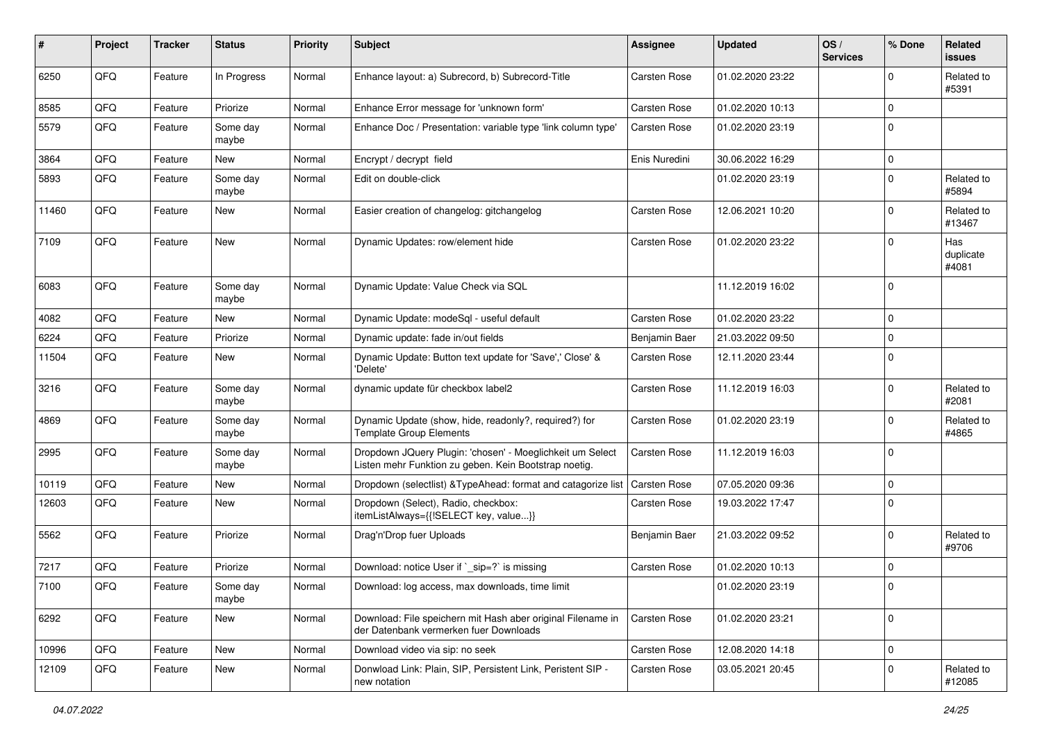| # | Project | Tracker | Status | Priority | Subject | Assignee | Updated | OS / Services | % Done | Related issues |
|---|---|---|---|---|---|---|---|---|---|---|
| 6250 | QFQ | Feature | In Progress | Normal | Enhance layout: a) Subrecord, b) Subrecord-Title | Carsten Rose | 01.02.2020 23:22 | | 0 | Related to #5391 |
| 8585 | QFQ | Feature | Priorize | Normal | Enhance Error message for 'unknown form' | Carsten Rose | 01.02.2020 10:13 | | 0 | |
| 5579 | QFQ | Feature | Some day maybe | Normal | Enhance Doc / Presentation: variable type 'link column type' | Carsten Rose | 01.02.2020 23:19 | | 0 | |
| 3864 | QFQ | Feature | New | Normal | Encrypt / decrypt field | Enis Nuredini | 30.06.2022 16:29 | | 0 | |
| 5893 | QFQ | Feature | Some day maybe | Normal | Edit on double-click | | 01.02.2020 23:19 | | 0 | Related to #5894 |
| 11460 | QFQ | Feature | New | Normal | Easier creation of changelog: gitchangelog | Carsten Rose | 12.06.2021 10:20 | | 0 | Related to #13467 |
| 7109 | QFQ | Feature | New | Normal | Dynamic Updates: row/element hide | Carsten Rose | 01.02.2020 23:22 | | 0 | Has duplicate #4081 |
| 6083 | QFQ | Feature | Some day maybe | Normal | Dynamic Update: Value Check via SQL | | 11.12.2019 16:02 | | 0 | |
| 4082 | QFQ | Feature | New | Normal | Dynamic Update: modeSql - useful default | Carsten Rose | 01.02.2020 23:22 | | 0 | |
| 6224 | QFQ | Feature | Priorize | Normal | Dynamic update: fade in/out fields | Benjamin Baer | 21.03.2022 09:50 | | 0 | |
| 11504 | QFQ | Feature | New | Normal | Dynamic Update: Button text update for 'Save',' Close' & 'Delete' | Carsten Rose | 12.11.2020 23:44 | | 0 | |
| 3216 | QFQ | Feature | Some day maybe | Normal | dynamic update für checkbox label2 | Carsten Rose | 11.12.2019 16:03 | | 0 | Related to #2081 |
| 4869 | QFQ | Feature | Some day maybe | Normal | Dynamic Update (show, hide, readonly?, required?) for Template Group Elements | Carsten Rose | 01.02.2020 23:19 | | 0 | Related to #4865 |
| 2995 | QFQ | Feature | Some day maybe | Normal | Dropdown JQuery Plugin: 'chosen' - Moeglichkeit um Select Listen mehr Funktion zu geben. Kein Bootstrap noetig. | Carsten Rose | 11.12.2019 16:03 | | 0 | |
| 10119 | QFQ | Feature | New | Normal | Dropdown (selectlist) &TypeAhead: format and catagorize list | Carsten Rose | 07.05.2020 09:36 | | 0 | |
| 12603 | QFQ | Feature | New | Normal | Dropdown (Select), Radio, checkbox: itemListAlways={{!SELECT key, value...}} | Carsten Rose | 19.03.2022 17:47 | | 0 | |
| 5562 | QFQ | Feature | Priorize | Normal | Drag'n'Drop fuer Uploads | Benjamin Baer | 21.03.2022 09:52 | | 0 | Related to #9706 |
| 7217 | QFQ | Feature | Priorize | Normal | Download: notice User if `_sip=?` is missing | Carsten Rose | 01.02.2020 10:13 | | 0 | |
| 7100 | QFQ | Feature | Some day maybe | Normal | Download: log access, max downloads, time limit | | 01.02.2020 23:19 | | 0 | |
| 6292 | QFQ | Feature | New | Normal | Download: File speichern mit Hash aber original Filename in der Datenbank vermerken fuer Downloads | Carsten Rose | 01.02.2020 23:21 | | 0 | |
| 10996 | QFQ | Feature | New | Normal | Download video via sip: no seek | Carsten Rose | 12.08.2020 14:18 | | 0 | |
| 12109 | QFQ | Feature | New | Normal | Donwload Link: Plain, SIP, Persistent Link, Peristent SIP - new notation | Carsten Rose | 03.05.2021 20:45 | | 0 | Related to #12085 |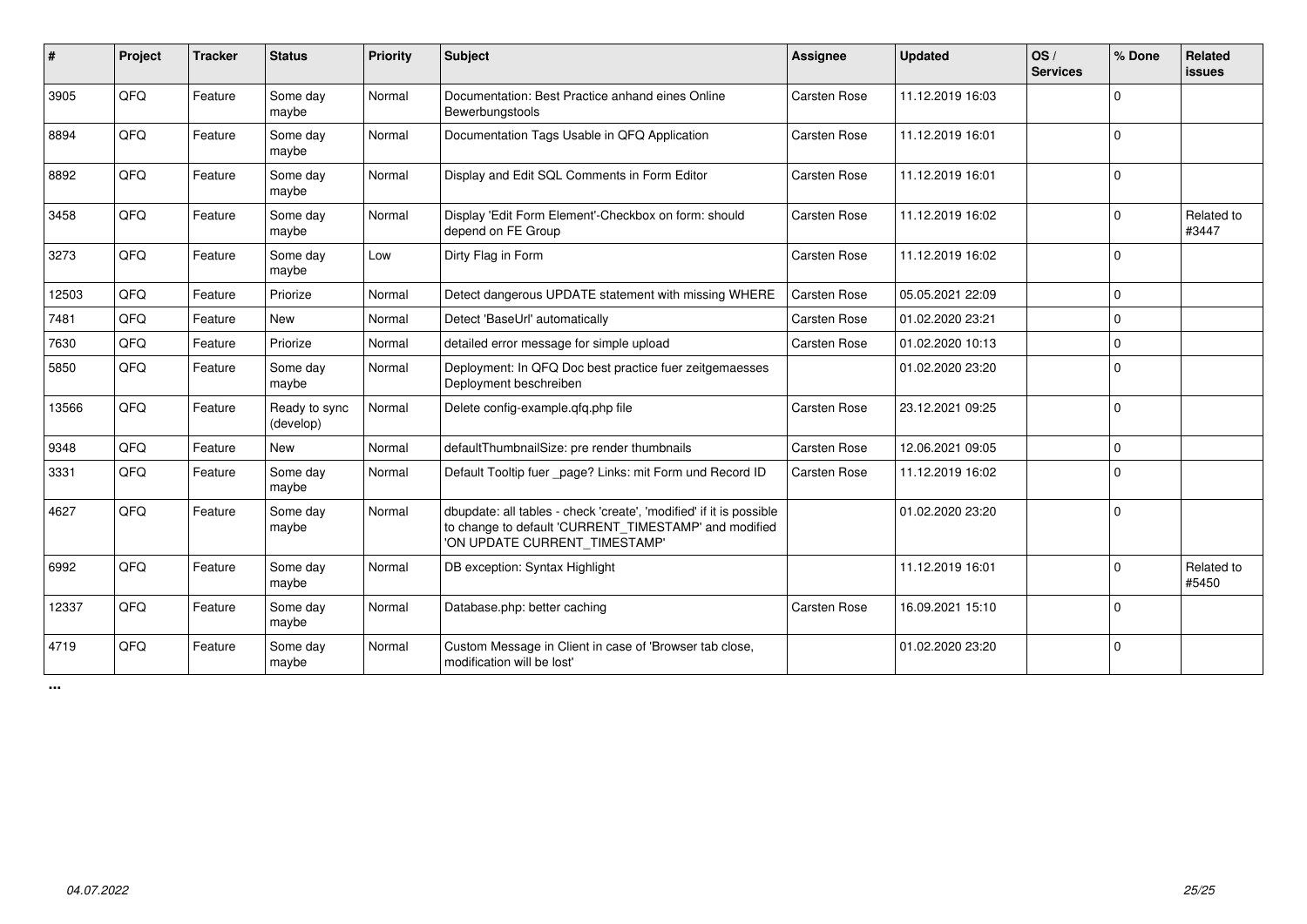| # | Project | Tracker | Status | Priority | Subject | Assignee | Updated | OS / Services | % Done | Related issues |
|---|---|---|---|---|---|---|---|---|---|---|
| 3905 | QFQ | Feature | Some day maybe | Normal | Documentation: Best Practice anhand eines Online Bewerbungstools | Carsten Rose | 11.12.2019 16:03 | | 0 | |
| 8894 | QFQ | Feature | Some day maybe | Normal | Documentation Tags Usable in QFQ Application | Carsten Rose | 11.12.2019 16:01 | | 0 | |
| 8892 | QFQ | Feature | Some day maybe | Normal | Display and Edit SQL Comments in Form Editor | Carsten Rose | 11.12.2019 16:01 | | 0 | |
| 3458 | QFQ | Feature | Some day maybe | Normal | Display 'Edit Form Element'-Checkbox on form: should depend on FE Group | Carsten Rose | 11.12.2019 16:02 | | 0 | Related to #3447 |
| 3273 | QFQ | Feature | Some day maybe | Low | Dirty Flag in Form | Carsten Rose | 11.12.2019 16:02 | | 0 | |
| 12503 | QFQ | Feature | Priorize | Normal | Detect dangerous UPDATE statement with missing WHERE | Carsten Rose | 05.05.2021 22:09 | | 0 | |
| 7481 | QFQ | Feature | New | Normal | Detect 'BaseUrl' automatically | Carsten Rose | 01.02.2020 23:21 | | 0 | |
| 7630 | QFQ | Feature | Priorize | Normal | detailed error message for simple upload | Carsten Rose | 01.02.2020 10:13 | | 0 | |
| 5850 | QFQ | Feature | Some day maybe | Normal | Deployment: In QFQ Doc best practice fuer zeitgemaesses Deployment beschreiben | | 01.02.2020 23:20 | | 0 | |
| 13566 | QFQ | Feature | Ready to sync (develop) | Normal | Delete config-example.qfq.php file | Carsten Rose | 23.12.2021 09:25 | | 0 | |
| 9348 | QFQ | Feature | New | Normal | defaultThumbnailSize: pre render thumbnails | Carsten Rose | 12.06.2021 09:05 | | 0 | |
| 3331 | QFQ | Feature | Some day maybe | Normal | Default Tooltip fuer _page? Links: mit Form und Record ID | Carsten Rose | 11.12.2019 16:02 | | 0 | |
| 4627 | QFQ | Feature | Some day maybe | Normal | dbupdate: all tables - check 'create', 'modified' if it is possible to change to default 'CURRENT_TIMESTAMP' and modified 'ON UPDATE CURRENT_TIMESTAMP' | | 01.02.2020 23:20 | | 0 | |
| 6992 | QFQ | Feature | Some day maybe | Normal | DB exception: Syntax Highlight | | 11.12.2019 16:01 | | 0 | Related to #5450 |
| 12337 | QFQ | Feature | Some day maybe | Normal | Database.php: better caching | Carsten Rose | 16.09.2021 15:10 | | 0 | |
| 4719 | QFQ | Feature | Some day maybe | Normal | Custom Message in Client in case of 'Browser tab close, modification will be lost' | | 01.02.2020 23:20 | | 0 | |

...